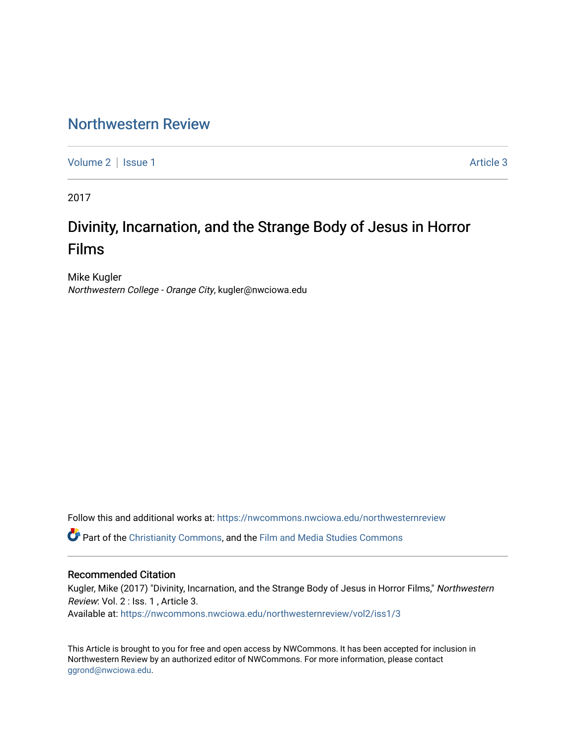# Northwestern Review

Volume 2 | Issue 1 Article 3

2017

## Divinity, Incarnation, and the Strange Body of Jesus in Horror Films

Mike Kugler
*Northwestern College - Orange City*, kugler@nwciowa.edu

Follow this and additional works at: https://nwcommons.nwciowa.edu/northwesternreview

Part of the Christianity Commons, and the Film and Media Studies Commons

### Recommended Citation

Kugler, Mike (2017) "Divinity, Incarnation, and the Strange Body of Jesus in Horror Films," *Northwestern Review*: Vol. 2 : Iss. 1 , Article 3.
Available at: https://nwcommons.nwciowa.edu/northwesternreview/vol2/iss1/3

This Article is brought to you for free and open access by NWCommons. It has been accepted for inclusion in Northwestern Review by an authorized editor of NWCommons. For more information, please contact ggrond@nwciowa.edu.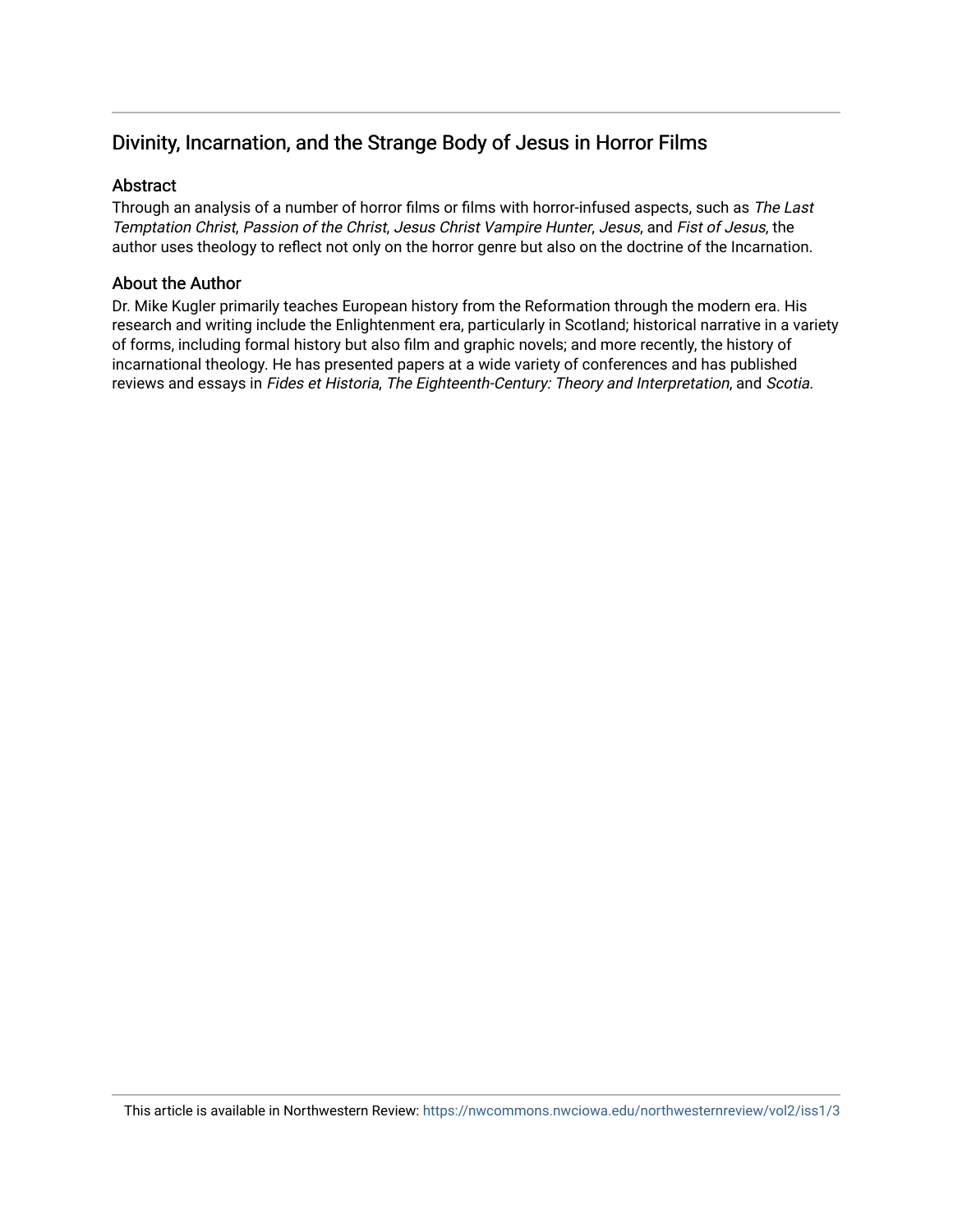## Divinity, Incarnation, and the Strange Body of Jesus in Horror Films

### Abstract

Through an analysis of a number of horror films or films with horror-infused aspects, such as *The Last Temptation Christ*, *Passion of the Christ*, *Jesus Christ Vampire Hunter*, *Jesus*, and *Fist of Jesus*, the author uses theology to reflect not only on the horror genre but also on the doctrine of the Incarnation.

### About the Author

Dr. Mike Kugler primarily teaches European history from the Reformation through the modern era. His research and writing include the Enlightenment era, particularly in Scotland; historical narrative in a variety of forms, including formal history but also film and graphic novels; and more recently, the history of incarnational theology. He has presented papers at a wide variety of conferences and has published reviews and essays in *Fides et Historia*, *The Eighteenth-Century: Theory and Interpretation*, and *Scotia*.

This article is available in Northwestern Review: https://nwcommons.nwciowa.edu/northwesternreview/vol2/iss1/3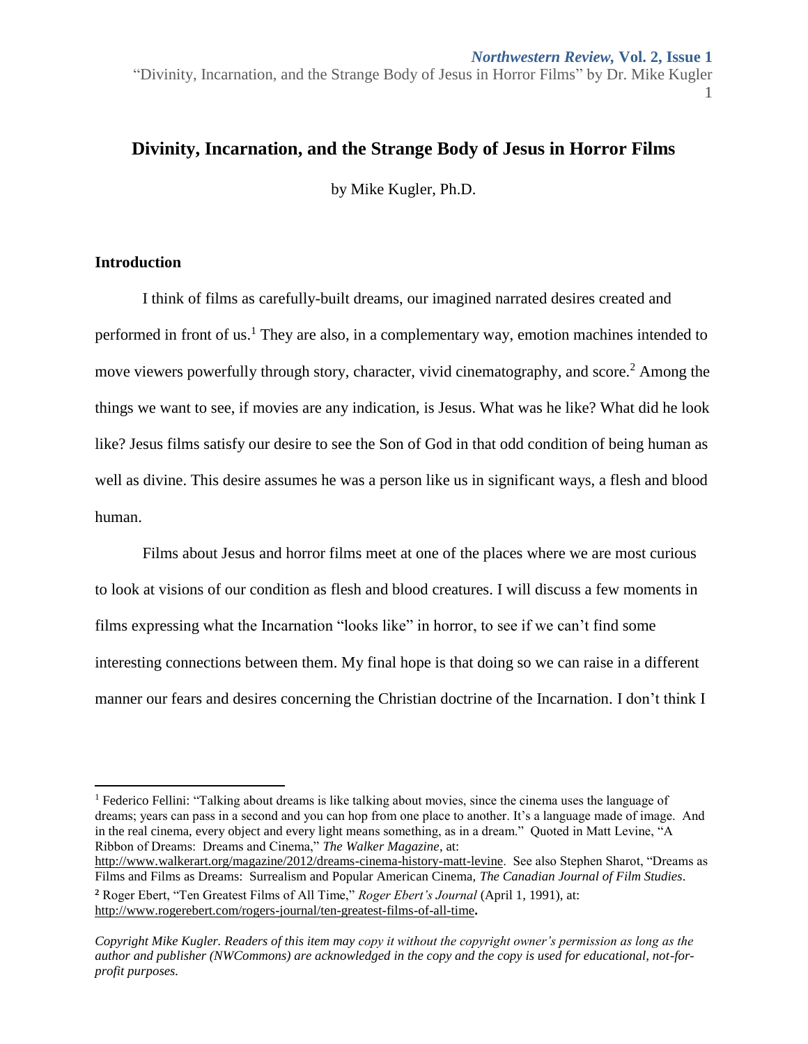## Divinity, Incarnation, and the Strange Body of Jesus in Horror Films

by Mike Kugler, Ph.D.

### Introduction

I think of films as carefully-built dreams, our imagined narrated desires created and performed in front of us.[1] They are also, in a complementary way, emotion machines intended to move viewers powerfully through story, character, vivid cinematography, and score.[2] Among the things we want to see, if movies are any indication, is Jesus. What was he like? What did he look like? Jesus films satisfy our desire to see the Son of God in that odd condition of being human as well as divine. This desire assumes he was a person like us in significant ways, a flesh and blood human.

Films about Jesus and horror films meet at one of the places where we are most curious to look at visions of our condition as flesh and blood creatures. I will discuss a few moments in films expressing what the Incarnation "looks like" in horror, to see if we can't find some interesting connections between them. My final hope is that doing so we can raise in a different manner our fears and desires concerning the Christian doctrine of the Incarnation. I don't think I

---

[1] Federico Fellini: "Talking about dreams is like talking about movies, since the cinema uses the language of dreams; years can pass in a second and you can hop from one place to another. It's a language made of image. And in the real cinema, every object and every light means something, as in a dream." Quoted in Matt Levine, "A Ribbon of Dreams: Dreams and Cinema," *The Walker Magazine*, at: http://www.walkerart.org/magazine/2012/dreams-cinema-history-matt-levine. See also Stephen Sharot, "Dreams as Films and Films as Dreams: Surrealism and Popular American Cinema, *The Canadian Journal of Film Studies*.

[2] Roger Ebert, "Ten Greatest Films of All Time," *Roger Ebert's Journal* (April 1, 1991), at: http://www.rogerebert.com/rogers-journal/ten-greatest-films-of-all-time.

*Copyright Mike Kugler. Readers of this item may copy it without the copyright owner's permission as long as the author and publisher (NWCommons) are acknowledged in the copy and the copy is used for educational, not-for-profit purposes.*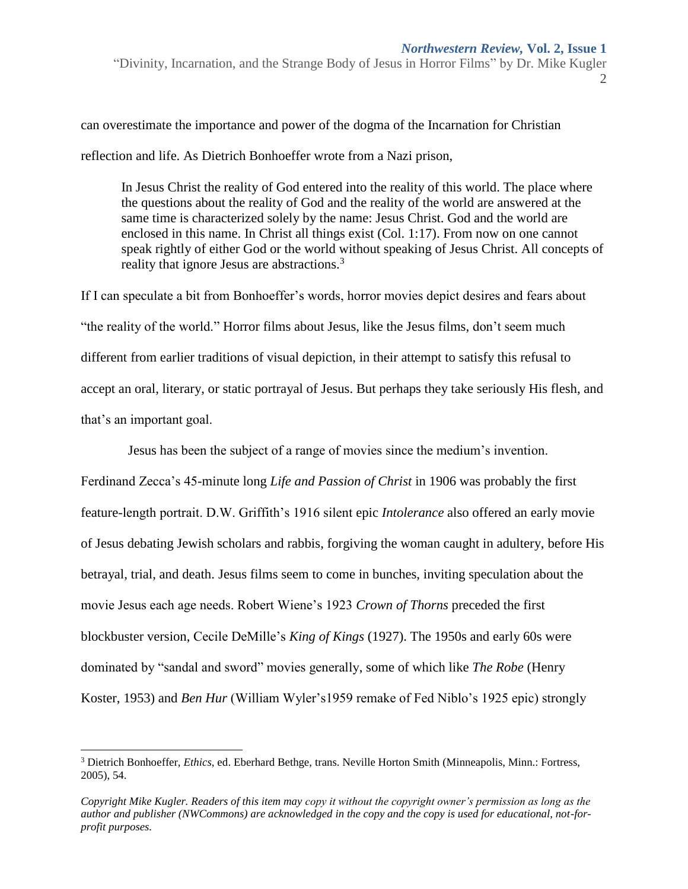can overestimate the importance and power of the dogma of the Incarnation for Christian reflection and life. As Dietrich Bonhoeffer wrote from a Nazi prison,

> In Jesus Christ the reality of God entered into the reality of this world. The place where the questions about the reality of God and the reality of the world are answered at the same time is characterized solely by the name: Jesus Christ. God and the world are enclosed in this name. In Christ all things exist (Col. 1:17). From now on one cannot speak rightly of either God or the world without speaking of Jesus Christ. All concepts of reality that ignore Jesus are abstractions.[3]

If I can speculate a bit from Bonhoeffer's words, horror movies depict desires and fears about "the reality of the world." Horror films about Jesus, like the Jesus films, don't seem much different from earlier traditions of visual depiction, in their attempt to satisfy this refusal to accept an oral, literary, or static portrayal of Jesus. But perhaps they take seriously His flesh, and that's an important goal.

Jesus has been the subject of a range of movies since the medium's invention. Ferdinand Zecca's 45-minute long *Life and Passion of Christ* in 1906 was probably the first feature-length portrait. D.W. Griffith's 1916 silent epic *Intolerance* also offered an early movie of Jesus debating Jewish scholars and rabbis, forgiving the woman caught in adultery, before His betrayal, trial, and death. Jesus films seem to come in bunches, inviting speculation about the movie Jesus each age needs. Robert Wiene's 1923 *Crown of Thorns* preceded the first blockbuster version, Cecile DeMille's *King of Kings* (1927). The 1950s and early 60s were dominated by "sandal and sword" movies generally, some of which like *The Robe* (Henry Koster, 1953) and *Ben Hur* (William Wyler's1959 remake of Fed Niblo's 1925 epic) strongly

[3] Dietrich Bonhoeffer, *Ethics*, ed. Eberhard Bethge, trans. Neville Horton Smith (Minneapolis, Minn.: Fortress, 2005), 54.

*Copyright Mike Kugler. Readers of this item may copy it without the copyright owner's permission as long as the author and publisher (NWCommons) are acknowledged in the copy and the copy is used for educational, not-for-profit purposes.*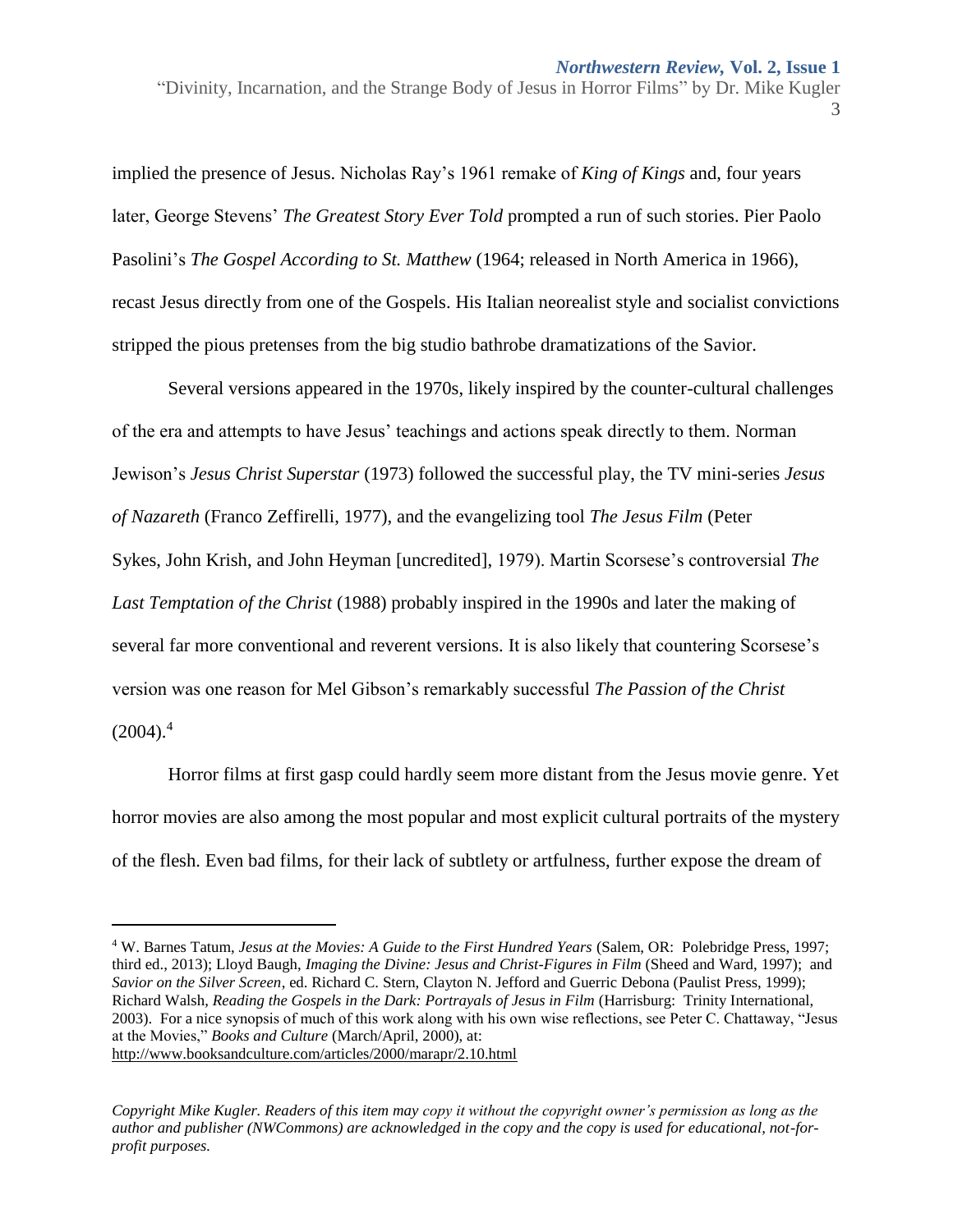implied the presence of Jesus. Nicholas Ray's 1961 remake of *King of Kings* and, four years later, George Stevens' *The Greatest Story Ever Told* prompted a run of such stories. Pier Paolo Pasolini's *The Gospel According to St. Matthew* (1964; released in North America in 1966), recast Jesus directly from one of the Gospels. His Italian neorealist style and socialist convictions stripped the pious pretenses from the big studio bathrobe dramatizations of the Savior.

Several versions appeared in the 1970s, likely inspired by the counter-cultural challenges of the era and attempts to have Jesus' teachings and actions speak directly to them. Norman Jewison's *Jesus Christ Superstar* (1973) followed the successful play, the TV mini-series *Jesus of Nazareth* (Franco Zeffirelli, 1977), and the evangelizing tool *The Jesus Film* (Peter Sykes, John Krish, and John Heyman [uncredited], 1979). Martin Scorsese's controversial *The Last Temptation of the Christ* (1988) probably inspired in the 1990s and later the making of several far more conventional and reverent versions. It is also likely that countering Scorsese's version was one reason for Mel Gibson's remarkably successful *The Passion of the Christ* (2004).[4]

Horror films at first gasp could hardly seem more distant from the Jesus movie genre. Yet horror movies are also among the most popular and most explicit cultural portraits of the mystery of the flesh. Even bad films, for their lack of subtlety or artfulness, further expose the dream of

---

[4] W. Barnes Tatum, *Jesus at the Movies: A Guide to the First Hundred Years* (Salem, OR: Polebridge Press, 1997; third ed., 2013); Lloyd Baugh, *Imaging the Divine: Jesus and Christ-Figures in Film* (Sheed and Ward, 1997); and *Savior on the Silver Screen*, ed. Richard C. Stern, Clayton N. Jefford and Guerric Debona (Paulist Press, 1999); Richard Walsh, *Reading the Gospels in the Dark: Portrayals of Jesus in Film* (Harrisburg: Trinity International, 2003). For a nice synopsis of much of this work along with his own wise reflections, see Peter C. Chattaway, "Jesus at the Movies," *Books and Culture* (March/April, 2000), at: http://www.booksandculture.com/articles/2000/marapr/2.10.html

*Copyright Mike Kugler. Readers of this item may copy it without the copyright owner's permission as long as the author and publisher (NWCommons) are acknowledged in the copy and the copy is used for educational, not-for-profit purposes.*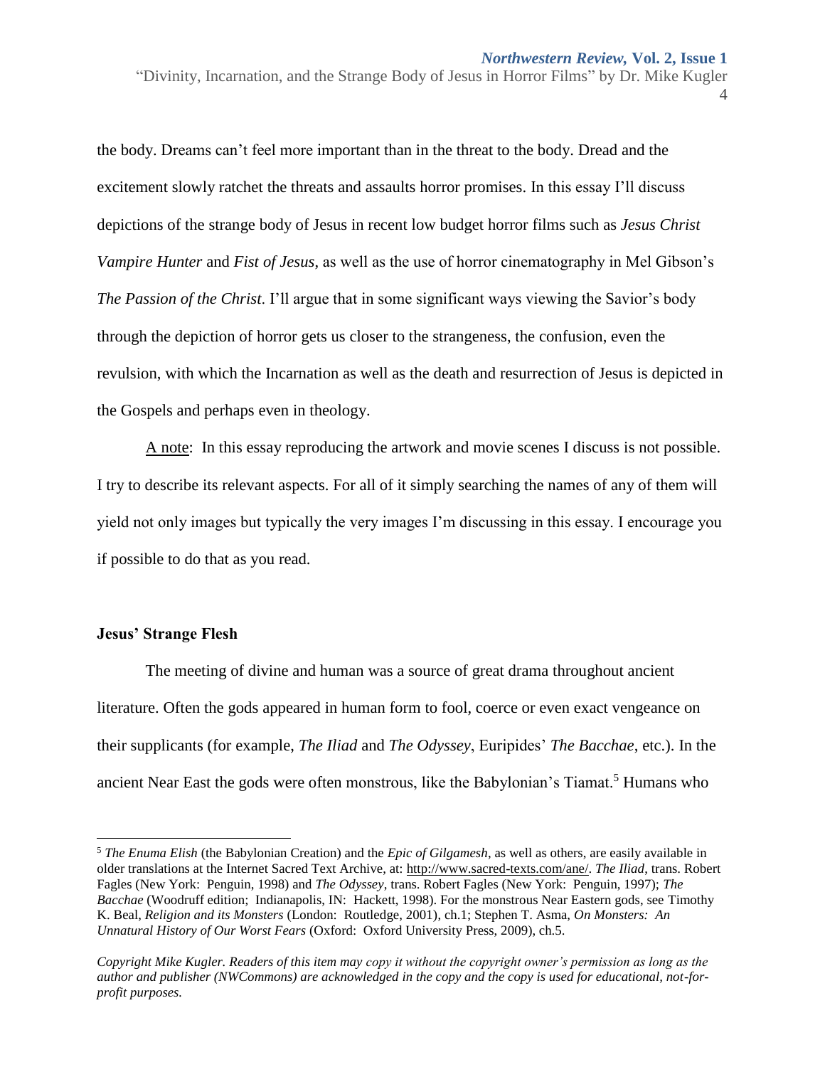the body. Dreams can't feel more important than in the threat to the body. Dread and the excitement slowly ratchet the threats and assaults horror promises. In this essay I'll discuss depictions of the strange body of Jesus in recent low budget horror films such as *Jesus Christ Vampire Hunter* and *Fist of Jesus*, as well as the use of horror cinematography in Mel Gibson's *The Passion of the Christ*. I'll argue that in some significant ways viewing the Savior's body through the depiction of horror gets us closer to the strangeness, the confusion, even the revulsion, with which the Incarnation as well as the death and resurrection of Jesus is depicted in the Gospels and perhaps even in theology.

A note: In this essay reproducing the artwork and movie scenes I discuss is not possible. I try to describe its relevant aspects. For all of it simply searching the names of any of them will yield not only images but typically the very images I'm discussing in this essay. I encourage you if possible to do that as you read.

## Jesus' Strange Flesh

The meeting of divine and human was a source of great drama throughout ancient literature. Often the gods appeared in human form to fool, coerce or even exact vengeance on their supplicants (for example, *The Iliad* and *The Odyssey*, Euripides' *The Bacchae*, etc.). In the ancient Near East the gods were often monstrous, like the Babylonian's Tiamat.[5] Humans who

---

[5] *The Enuma Elish* (the Babylonian Creation) and the *Epic of Gilgamesh*, as well as others, are easily available in older translations at the Internet Sacred Text Archive, at: http://www.sacred-texts.com/ane/. *The Iliad*, trans. Robert Fagles (New York: Penguin, 1998) and *The Odyssey*, trans. Robert Fagles (New York: Penguin, 1997); *The Bacchae* (Woodruff edition; Indianapolis, IN: Hackett, 1998). For the monstrous Near Eastern gods, see Timothy K. Beal, *Religion and its Monsters* (London: Routledge, 2001), ch.1; Stephen T. Asma, *On Monsters: An Unnatural History of Our Worst Fears* (Oxford: Oxford University Press, 2009), ch.5.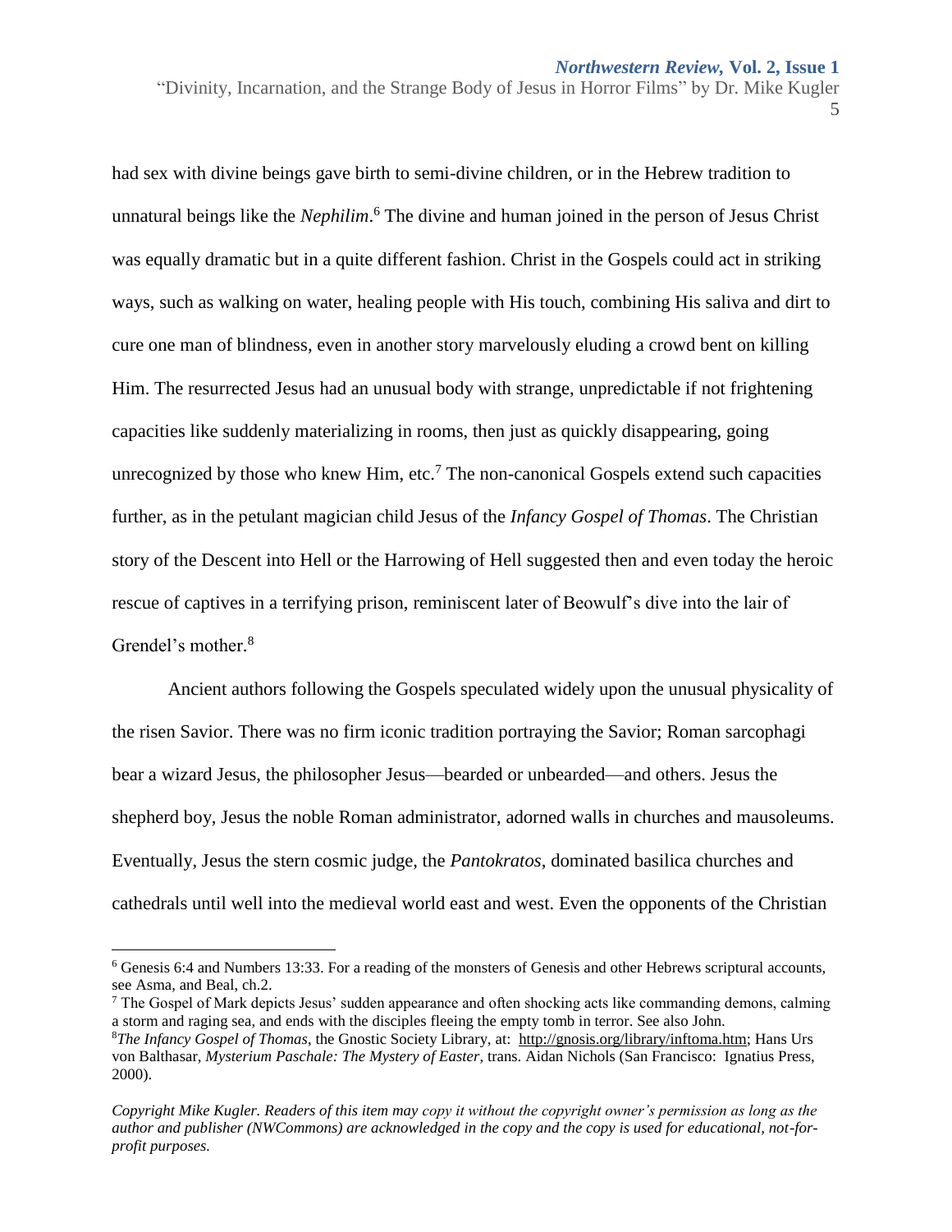had sex with divine beings gave birth to semi-divine children, or in the Hebrew tradition to unnatural beings like the *Nephilim*.[6] The divine and human joined in the person of Jesus Christ was equally dramatic but in a quite different fashion. Christ in the Gospels could act in striking ways, such as walking on water, healing people with His touch, combining His saliva and dirt to cure one man of blindness, even in another story marvelously eluding a crowd bent on killing Him. The resurrected Jesus had an unusual body with strange, unpredictable if not frightening capacities like suddenly materializing in rooms, then just as quickly disappearing, going unrecognized by those who knew Him, etc.[7] The non-canonical Gospels extend such capacities further, as in the petulant magician child Jesus of the *Infancy Gospel of Thomas*. The Christian story of the Descent into Hell or the Harrowing of Hell suggested then and even today the heroic rescue of captives in a terrifying prison, reminiscent later of Beowulf's dive into the lair of Grendel's mother.[8]

Ancient authors following the Gospels speculated widely upon the unusual physicality of the risen Savior. There was no firm iconic tradition portraying the Savior; Roman sarcophagi bear a wizard Jesus, the philosopher Jesus—bearded or unbearded—and others. Jesus the shepherd boy, Jesus the noble Roman administrator, adorned walls in churches and mausoleums. Eventually, Jesus the stern cosmic judge, the *Pantokratos*, dominated basilica churches and cathedrals until well into the medieval world east and west. Even the opponents of the Christian

---

[6] Genesis 6:4 and Numbers 13:33. For a reading of the monsters of Genesis and other Hebrews scriptural accounts, see Asma, and Beal, ch.2.

[7] The Gospel of Mark depicts Jesus' sudden appearance and often shocking acts like commanding demons, calming a storm and raging sea, and ends with the disciples fleeing the empty tomb in terror. See also John.

[8] *The Infancy Gospel of Thomas*, the Gnostic Society Library, at: http://gnosis.org/library/inftoma.htm; Hans Urs von Balthasar, *Mysterium Paschale: The Mystery of Easter*, trans. Aidan Nichols (San Francisco: Ignatius Press, 2000).

*Copyright Mike Kugler. Readers of this item may copy it without the copyright owner's permission as long as the author and publisher (NWCommons) are acknowledged in the copy and the copy is used for educational, not-for-profit purposes.*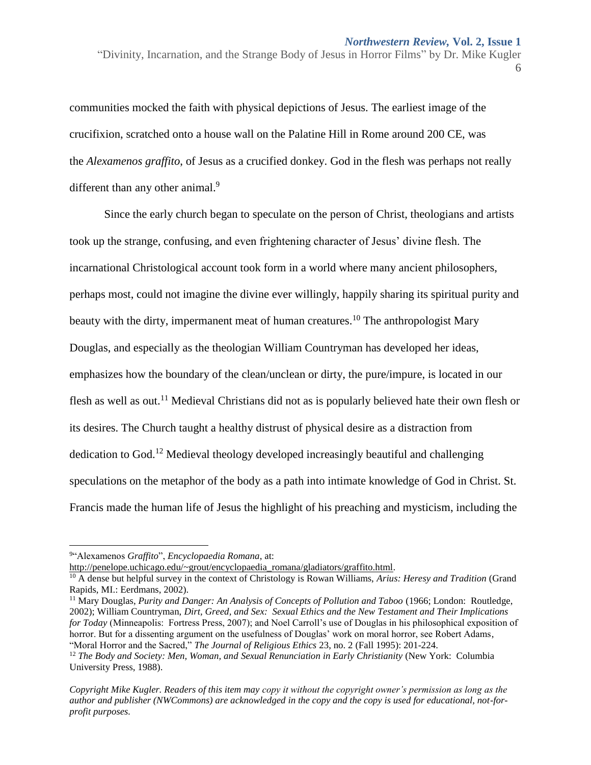communities mocked the faith with physical depictions of Jesus. The earliest image of the crucifixion, scratched onto a house wall on the Palatine Hill in Rome around 200 CE, was the *Alexamenos graffito*, of Jesus as a crucified donkey. God in the flesh was perhaps not really different than any other animal.[9]

Since the early church began to speculate on the person of Christ, theologians and artists took up the strange, confusing, and even frightening character of Jesus' divine flesh. The incarnational Christological account took form in a world where many ancient philosophers, perhaps most, could not imagine the divine ever willingly, happily sharing its spiritual purity and beauty with the dirty, impermanent meat of human creatures.[10] The anthropologist Mary Douglas, and especially as the theologian William Countryman has developed her ideas, emphasizes how the boundary of the clean/unclean or dirty, the pure/impure, is located in our flesh as well as out.[11] Medieval Christians did not as is popularly believed hate their own flesh or its desires. The Church taught a healthy distrust of physical desire as a distraction from dedication to God.[12] Medieval theology developed increasingly beautiful and challenging speculations on the metaphor of the body as a path into intimate knowledge of God in Christ. St. Francis made the human life of Jesus the highlight of his preaching and mysticism, including the

---

[9] "Alexamenos *Graffito*", *Encyclopaedia Romana*, at: http://penelope.uchicago.edu/~grout/encyclopaedia_romana/gladiators/graffito.html.

[10] A dense but helpful survey in the context of Christology is Rowan Williams, *Arius: Heresy and Tradition* (Grand Rapids, MI.: Eerdmans, 2002).

[11] Mary Douglas, *Purity and Danger: An Analysis of Concepts of Pollution and Taboo* (1966; London: Routledge, 2002); William Countryman, *Dirt, Greed, and Sex: Sexual Ethics and the New Testament and Their Implications for Today* (Minneapolis: Fortress Press, 2007); and Noel Carroll's use of Douglas in his philosophical exposition of horror. But for a dissenting argument on the usefulness of Douglas' work on moral horror, see Robert Adams, "Moral Horror and the Sacred," *The Journal of Religious Ethics* 23, no. 2 (Fall 1995): 201-224.

[12] *The Body and Society: Men, Woman, and Sexual Renunciation in Early Christianity* (New York: Columbia University Press, 1988).

*Copyright Mike Kugler. Readers of this item may copy it without the copyright owner's permission as long as the author and publisher (NWCommons) are acknowledged in the copy and the copy is used for educational, not-for-profit purposes.*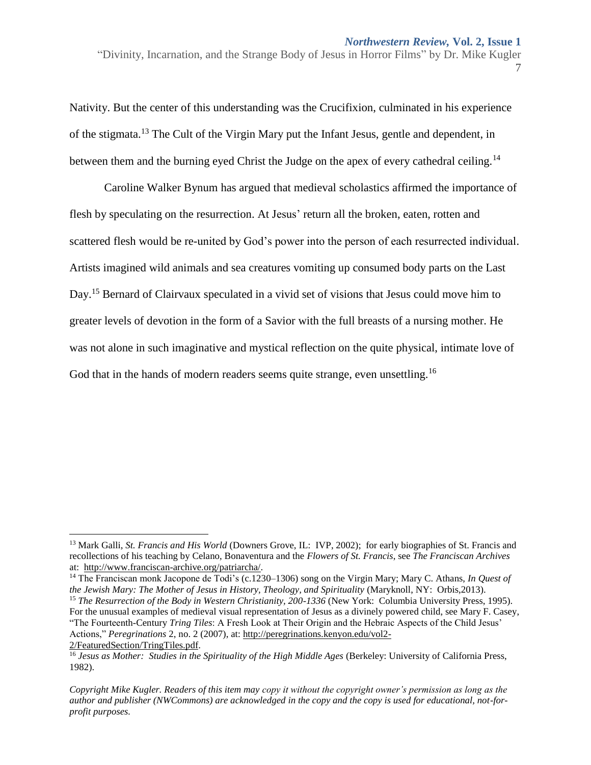Nativity. But the center of this understanding was the Crucifixion, culminated in his experience of the stigmata.[13] The Cult of the Virgin Mary put the Infant Jesus, gentle and dependent, in between them and the burning eyed Christ the Judge on the apex of every cathedral ceiling.[14]

Caroline Walker Bynum has argued that medieval scholastics affirmed the importance of flesh by speculating on the resurrection. At Jesus' return all the broken, eaten, rotten and scattered flesh would be re-united by God's power into the person of each resurrected individual. Artists imagined wild animals and sea creatures vomiting up consumed body parts on the Last Day.[15] Bernard of Clairvaux speculated in a vivid set of visions that Jesus could move him to greater levels of devotion in the form of a Savior with the full breasts of a nursing mother. He was not alone in such imaginative and mystical reflection on the quite physical, intimate love of God that in the hands of modern readers seems quite strange, even unsettling.[16]

---

[13] Mark Galli, *St. Francis and His World* (Downers Grove, IL: IVP, 2002); for early biographies of St. Francis and recollections of his teaching by Celano, Bonaventura and the *Flowers of St. Francis*, see *The Franciscan Archives* at: http://www.franciscan-archive.org/patriarcha/.

[14] The Franciscan monk Jacopone de Todi's (c.1230–1306) song on the Virgin Mary; Mary C. Athans, *In Quest of the Jewish Mary: The Mother of Jesus in History, Theology, and Spirituality* (Maryknoll, NY: Orbis,2013).

[15] *The Resurrection of the Body in Western Christianity, 200-1336* (New York: Columbia University Press, 1995). For the unusual examples of medieval visual representation of Jesus as a divinely powered child, see Mary F. Casey, "The Fourteenth-Century *Tring Tiles*: A Fresh Look at Their Origin and the Hebraic Aspects of the Child Jesus' Actions," *Peregrinations* 2, no. 2 (2007), at: http://peregrinations.kenyon.edu/vol2-2/FeaturedSection/TringTiles.pdf.

[16] *Jesus as Mother: Studies in the Spirituality of the High Middle Ages* (Berkeley: University of California Press, 1982).

*Copyright Mike Kugler. Readers of this item may copy it without the copyright owner's permission as long as the author and publisher (NWCommons) are acknowledged in the copy and the copy is used for educational, not-for-profit purposes.*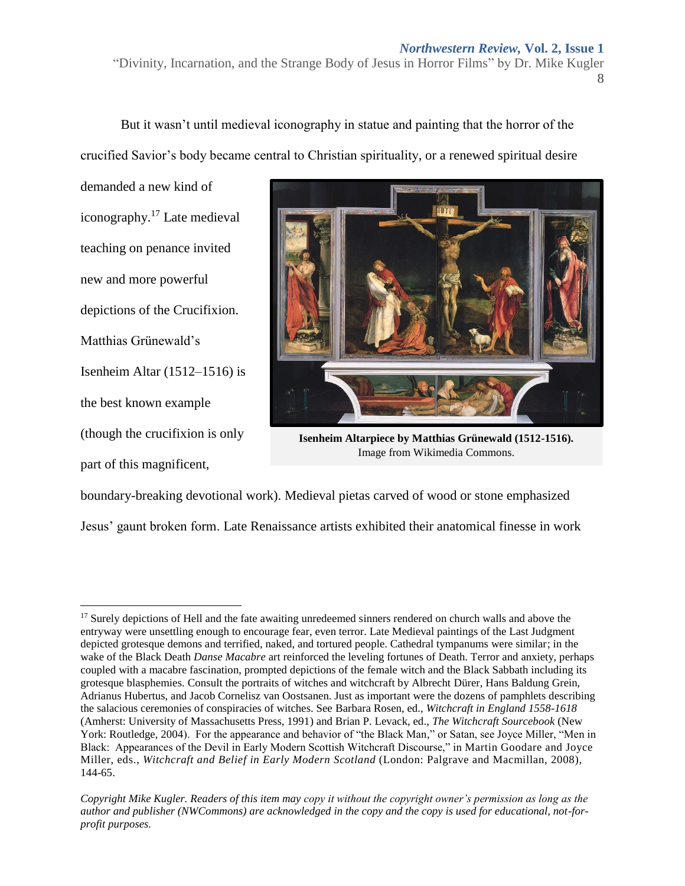But it wasn't until medieval iconography in statue and painting that the horror of the crucified Savior's body became central to Christian spirituality, or a renewed spiritual desire demanded a new kind of iconography.[17] Late medieval teaching on penance invited new and more powerful depictions of the Crucifixion. Matthias Grünewald's Isenheim Altar (1512–1516) is the best known example (though the crucifixion is only part of this magnificent, boundary-breaking devotional work). Medieval pietas carved of wood or stone emphasized Jesus' gaunt broken form. Late Renaissance artists exhibited their anatomical finesse in work

**Isenheim Altarpiece by Matthias Grünewald (1512-1516).**
Image from Wikimedia Commons.

---

[17] Surely depictions of Hell and the fate awaiting unredeemed sinners rendered on church walls and above the entryway were unsettling enough to encourage fear, even terror. Late Medieval paintings of the Last Judgment depicted grotesque demons and terrified, naked, and tortured people. Cathedral tympanums were similar; in the wake of the Black Death *Danse Macabre* art reinforced the leveling fortunes of Death. Terror and anxiety, perhaps coupled with a macabre fascination, prompted depictions of the female witch and the Black Sabbath including its grotesque blasphemies. Consult the portraits of witches and witchcraft by Albrecht Dürer, Hans Baldung Grein, Adrianus Hubertus, and Jacob Cornelisz van Oostsanen. Just as important were the dozens of pamphlets describing the salacious ceremonies of conspiracies of witches. See Barbara Rosen, ed., *Witchcraft in England 1558-1618* (Amherst: University of Massachusetts Press, 1991) and Brian P. Levack, ed., *The Witchcraft Sourcebook* (New York: Routledge, 2004). For the appearance and behavior of "the Black Man," or Satan, see Joyce Miller, "Men in Black: Appearances of the Devil in Early Modern Scottish Witchcraft Discourse," in Martin Goodare and Joyce Miller, eds., *Witchcraft and Belief in Early Modern Scotland* (London: Palgrave and Macmillan, 2008), 144-65.

*Copyright Mike Kugler. Readers of this item may copy it without the copyright owner's permission as long as the author and publisher (NWCommons) are acknowledged in the copy and the copy is used for educational, not-for-profit purposes.*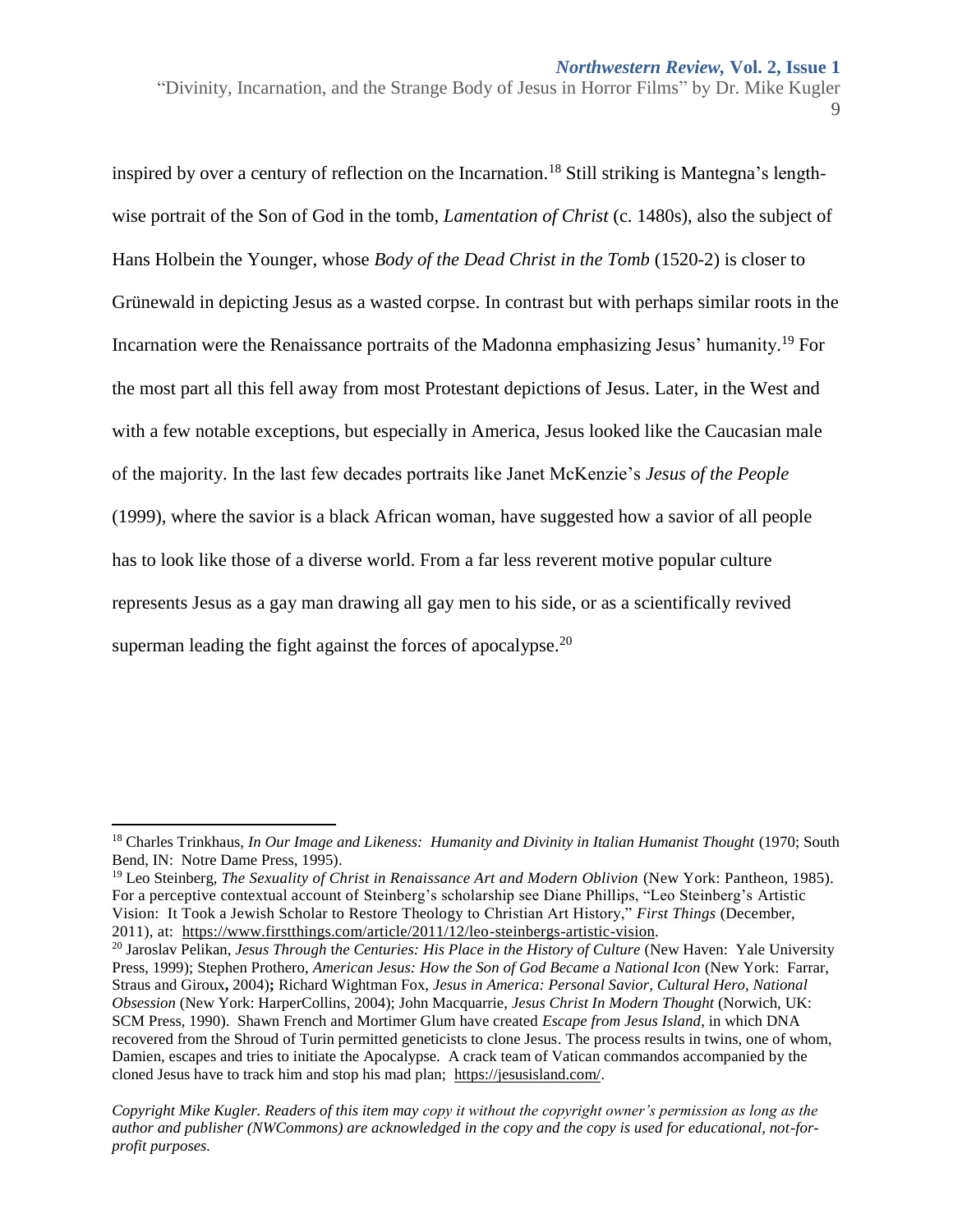inspired by over a century of reflection on the Incarnation.[18] Still striking is Mantegna's length-wise portrait of the Son of God in the tomb, *Lamentation of Christ* (c. 1480s), also the subject of Hans Holbein the Younger, whose *Body of the Dead Christ in the Tomb* (1520-2) is closer to Grünewald in depicting Jesus as a wasted corpse. In contrast but with perhaps similar roots in the Incarnation were the Renaissance portraits of the Madonna emphasizing Jesus' humanity.[19] For the most part all this fell away from most Protestant depictions of Jesus. Later, in the West and with a few notable exceptions, but especially in America, Jesus looked like the Caucasian male of the majority. In the last few decades portraits like Janet McKenzie's *Jesus of the People* (1999), where the savior is a black African woman, have suggested how a savior of all people has to look like those of a diverse world. From a far less reverent motive popular culture represents Jesus as a gay man drawing all gay men to his side, or as a scientifically revived superman leading the fight against the forces of apocalypse.[20]

---

[18] Charles Trinkhaus, *In Our Image and Likeness: Humanity and Divinity in Italian Humanist Thought* (1970; South Bend, IN: Notre Dame Press, 1995).

[19] Leo Steinberg, *The Sexuality of Christ in Renaissance Art and Modern Oblivion* (New York: Pantheon, 1985). For a perceptive contextual account of Steinberg's scholarship see Diane Phillips, "Leo Steinberg's Artistic Vision: It Took a Jewish Scholar to Restore Theology to Christian Art History," *First Things* (December, 2011), at: https://www.firstthings.com/article/2011/12/leo-steinbergs-artistic-vision.

[20] Jaroslav Pelikan, *Jesus Through the Centuries: His Place in the History of Culture* (New Haven: Yale University Press, 1999); Stephen Prothero, *American Jesus: How the Son of God Became a National Icon* (New York: Farrar, Straus and Giroux, 2004); Richard Wightman Fox, *Jesus in America: Personal Savior, Cultural Hero, National Obsession* (New York: HarperCollins, 2004); John Macquarrie, *Jesus Christ In Modern Thought* (Norwich, UK: SCM Press, 1990). Shawn French and Mortimer Glum have created *Escape from Jesus Island,* in which DNA recovered from the Shroud of Turin permitted geneticists to clone Jesus. The process results in twins, one of whom, Damien, escapes and tries to initiate the Apocalypse. A crack team of Vatican commandos accompanied by the cloned Jesus have to track him and stop his mad plan; https://jesusisland.com/.

*Copyright Mike Kugler. Readers of this item may copy it without the copyright owner's permission as long as the author and publisher (NWCommons) are acknowledged in the copy and the copy is used for educational, not-for-profit purposes.*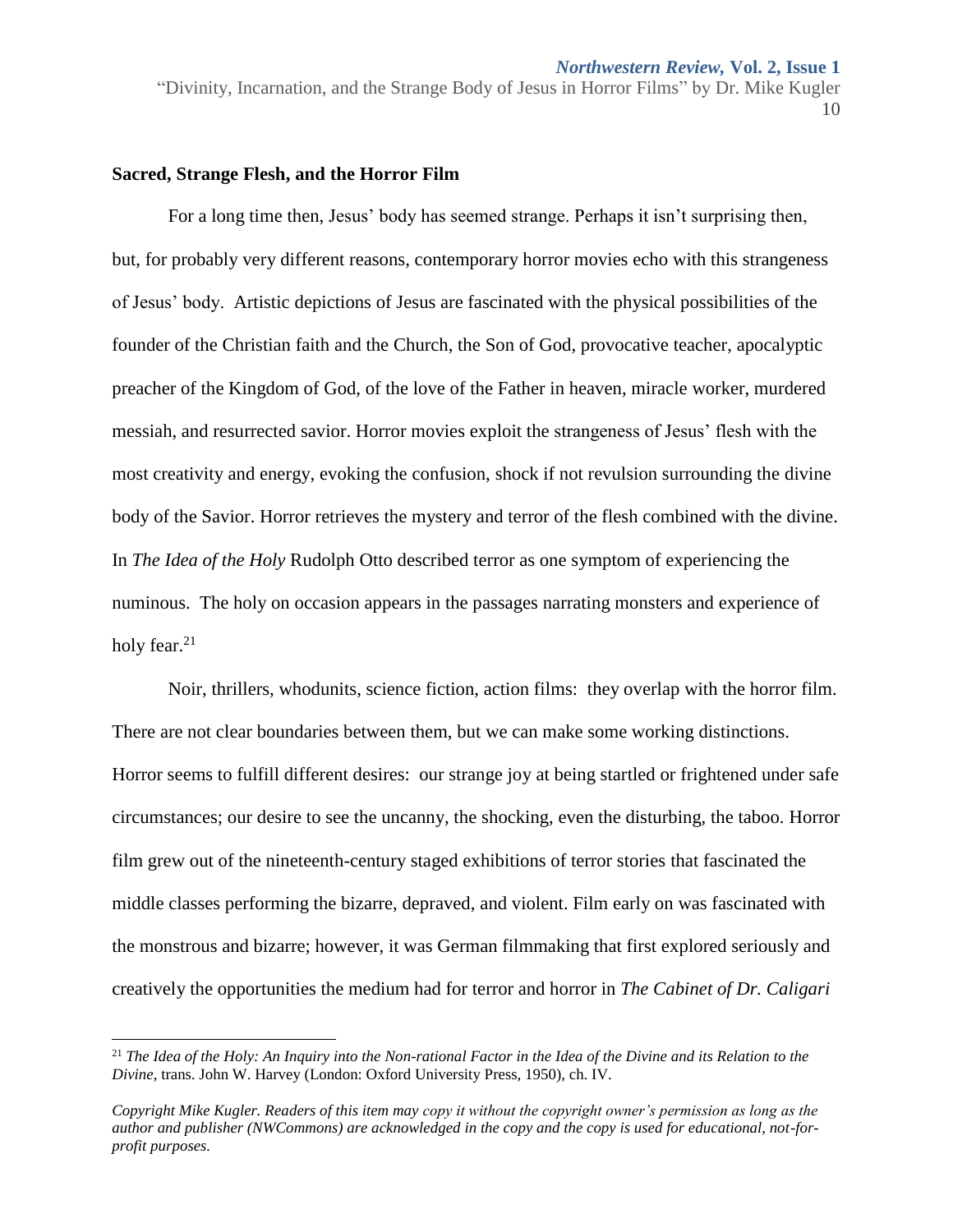**Sacred, Strange Flesh, and the Horror Film**

For a long time then, Jesus' body has seemed strange. Perhaps it isn't surprising then, but, for probably very different reasons, contemporary horror movies echo with this strangeness of Jesus' body. Artistic depictions of Jesus are fascinated with the physical possibilities of the founder of the Christian faith and the Church, the Son of God, provocative teacher, apocalyptic preacher of the Kingdom of God, of the love of the Father in heaven, miracle worker, murdered messiah, and resurrected savior. Horror movies exploit the strangeness of Jesus' flesh with the most creativity and energy, evoking the confusion, shock if not revulsion surrounding the divine body of the Savior. Horror retrieves the mystery and terror of the flesh combined with the divine. In *The Idea of the Holy* Rudolph Otto described terror as one symptom of experiencing the numinous. The holy on occasion appears in the passages narrating monsters and experience of holy fear.[21]

Noir, thrillers, whodunits, science fiction, action films: they overlap with the horror film. There are not clear boundaries between them, but we can make some working distinctions. Horror seems to fulfill different desires: our strange joy at being startled or frightened under safe circumstances; our desire to see the uncanny, the shocking, even the disturbing, the taboo. Horror film grew out of the nineteenth-century staged exhibitions of terror stories that fascinated the middle classes performing the bizarre, depraved, and violent. Film early on was fascinated with the monstrous and bizarre; however, it was German filmmaking that first explored seriously and creatively the opportunities the medium had for terror and horror in *The Cabinet of Dr. Caligari*

---

[21] *The Idea of the Holy: An Inquiry into the Non-rational Factor in the Idea of the Divine and its Relation to the Divine*, trans. John W. Harvey (London: Oxford University Press, 1950), ch. IV.

*Copyright Mike Kugler. Readers of this item may copy it without the copyright owner's permission as long as the author and publisher (NWCommons) are acknowledged in the copy and the copy is used for educational, not-for-profit purposes.*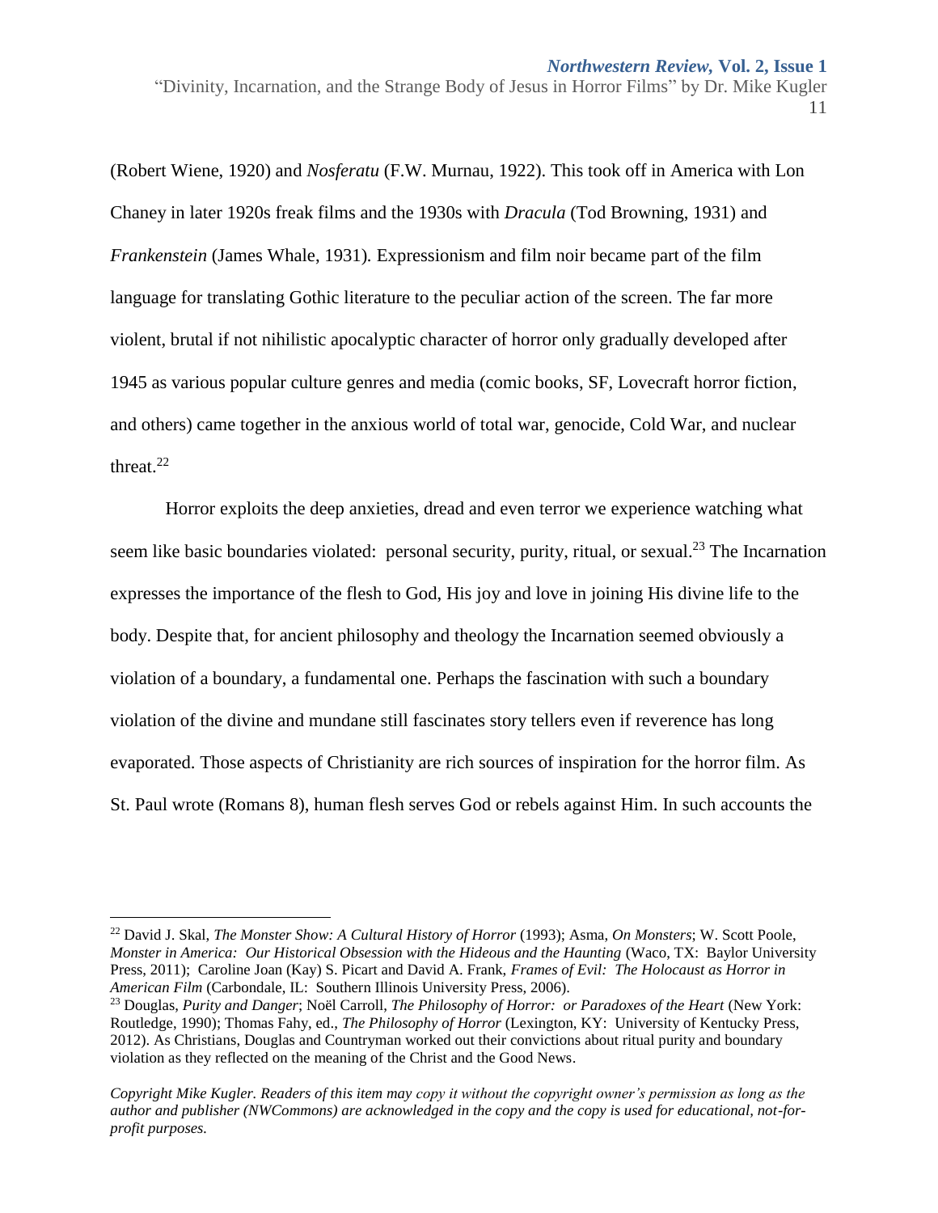(Robert Wiene, 1920) and *Nosferatu* (F.W. Murnau, 1922). This took off in America with Lon Chaney in later 1920s freak films and the 1930s with *Dracula* (Tod Browning, 1931) and *Frankenstein* (James Whale, 1931). Expressionism and film noir became part of the film language for translating Gothic literature to the peculiar action of the screen. The far more violent, brutal if not nihilistic apocalyptic character of horror only gradually developed after 1945 as various popular culture genres and media (comic books, SF, Lovecraft horror fiction, and others) came together in the anxious world of total war, genocide, Cold War, and nuclear threat.[22]

Horror exploits the deep anxieties, dread and even terror we experience watching what seem like basic boundaries violated: personal security, purity, ritual, or sexual.[23] The Incarnation expresses the importance of the flesh to God, His joy and love in joining His divine life to the body. Despite that, for ancient philosophy and theology the Incarnation seemed obviously a violation of a boundary, a fundamental one. Perhaps the fascination with such a boundary violation of the divine and mundane still fascinates story tellers even if reverence has long evaporated. Those aspects of Christianity are rich sources of inspiration for the horror film. As St. Paul wrote (Romans 8), human flesh serves God or rebels against Him. In such accounts the

---

[22] David J. Skal, *The Monster Show: A Cultural History of Horror* (1993); Asma, *On Monsters*; W. Scott Poole, *Monster in America: Our Historical Obsession with the Hideous and the Haunting* (Waco, TX: Baylor University Press, 2011); Caroline Joan (Kay) S. Picart and David A. Frank, *Frames of Evil: The Holocaust as Horror in American Film* (Carbondale, IL: Southern Illinois University Press, 2006).

[23] Douglas, *Purity and Danger*; Noël Carroll, *The Philosophy of Horror: or Paradoxes of the Heart* (New York: Routledge, 1990); Thomas Fahy, ed., *The Philosophy of Horror* (Lexington, KY: University of Kentucky Press, 2012). As Christians, Douglas and Countryman worked out their convictions about ritual purity and boundary violation as they reflected on the meaning of the Christ and the Good News.

*Copyright Mike Kugler. Readers of this item may copy it without the copyright owner's permission as long as the author and publisher (NWCommons) are acknowledged in the copy and the copy is used for educational, not-for-profit purposes.*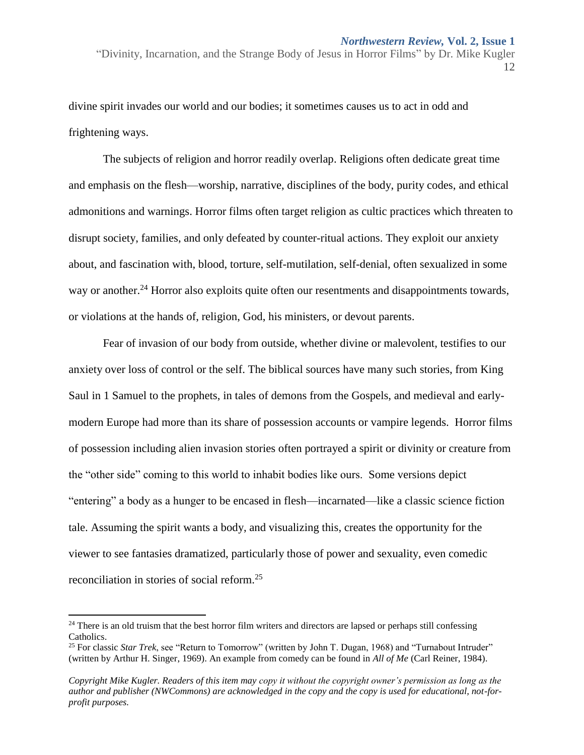divine spirit invades our world and our bodies; it sometimes causes us to act in odd and frightening ways.

The subjects of religion and horror readily overlap. Religions often dedicate great time and emphasis on the flesh—worship, narrative, disciplines of the body, purity codes, and ethical admonitions and warnings. Horror films often target religion as cultic practices which threaten to disrupt society, families, and only defeated by counter-ritual actions. They exploit our anxiety about, and fascination with, blood, torture, self-mutilation, self-denial, often sexualized in some way or another.[24] Horror also exploits quite often our resentments and disappointments towards, or violations at the hands of, religion, God, his ministers, or devout parents.

Fear of invasion of our body from outside, whether divine or malevolent, testifies to our anxiety over loss of control or the self. The biblical sources have many such stories, from King Saul in 1 Samuel to the prophets, in tales of demons from the Gospels, and medieval and early-modern Europe had more than its share of possession accounts or vampire legends. Horror films of possession including alien invasion stories often portrayed a spirit or divinity or creature from the "other side" coming to this world to inhabit bodies like ours. Some versions depict "entering" a body as a hunger to be encased in flesh—incarnated—like a classic science fiction tale. Assuming the spirit wants a body, and visualizing this, creates the opportunity for the viewer to see fantasies dramatized, particularly those of power and sexuality, even comedic reconciliation in stories of social reform.[25]

---

[24] There is an old truism that the best horror film writers and directors are lapsed or perhaps still confessing Catholics.

[25] For classic *Star Trek*, see "Return to Tomorrow" (written by John T. Dugan, 1968) and "Turnabout Intruder" (written by Arthur H. Singer, 1969). An example from comedy can be found in *All of Me* (Carl Reiner, 1984).

*Copyright Mike Kugler. Readers of this item may copy it without the copyright owner's permission as long as the author and publisher (NWCommons) are acknowledged in the copy and the copy is used for educational, not-for-profit purposes.*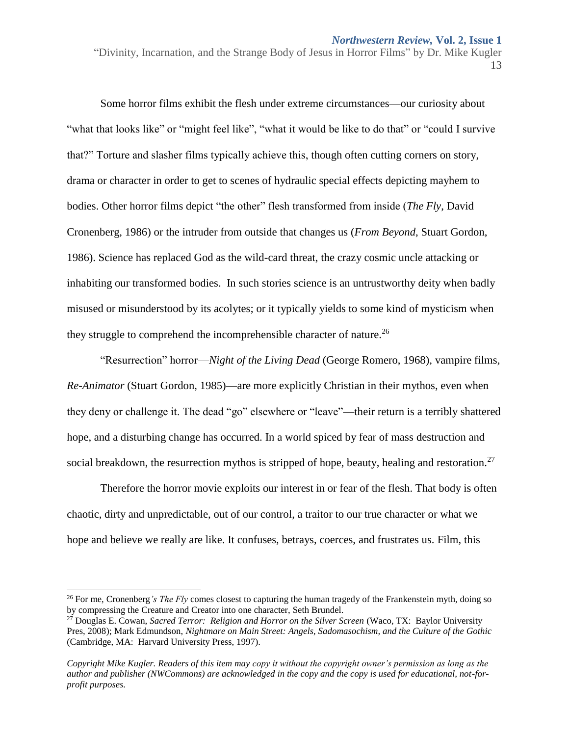Some horror films exhibit the flesh under extreme circumstances—our curiosity about "what that looks like" or "might feel like", "what it would be like to do that" or "could I survive that?" Torture and slasher films typically achieve this, though often cutting corners on story, drama or character in order to get to scenes of hydraulic special effects depicting mayhem to bodies. Other horror films depict "the other" flesh transformed from inside (*The Fly*, David Cronenberg, 1986) or the intruder from outside that changes us (*From Beyond*, Stuart Gordon, 1986). Science has replaced God as the wild-card threat, the crazy cosmic uncle attacking or inhabiting our transformed bodies. In such stories science is an untrustworthy deity when badly misused or misunderstood by its acolytes; or it typically yields to some kind of mysticism when they struggle to comprehend the incomprehensible character of nature.[26]

"Resurrection" horror—*Night of the Living Dead* (George Romero, 1968), vampire films, *Re-Animator* (Stuart Gordon, 1985)—are more explicitly Christian in their mythos, even when they deny or challenge it. The dead "go" elsewhere or "leave"—their return is a terribly shattered hope, and a disturbing change has occurred. In a world spiced by fear of mass destruction and social breakdown, the resurrection mythos is stripped of hope, beauty, healing and restoration.[27]

Therefore the horror movie exploits our interest in or fear of the flesh. That body is often chaotic, dirty and unpredictable, out of our control, a traitor to our true character or what we hope and believe we really are like. It confuses, betrays, coerces, and frustrates us. Film, this

---

[26] For me, Cronenberg*'s The Fly* comes closest to capturing the human tragedy of the Frankenstein myth, doing so by compressing the Creature and Creator into one character, Seth Brundel.

[27] Douglas E. Cowan, *Sacred Terror: Religion and Horror on the Silver Screen* (Waco, TX: Baylor University Pres, 2008); Mark Edmundson, *Nightmare on Main Street: Angels, Sadomasochism, and the Culture of the Gothic* (Cambridge, MA: Harvard University Press, 1997).

*Copyright Mike Kugler. Readers of this item may copy it without the copyright owner's permission as long as the author and publisher (NWCommons) are acknowledged in the copy and the copy is used for educational, not-for-profit purposes.*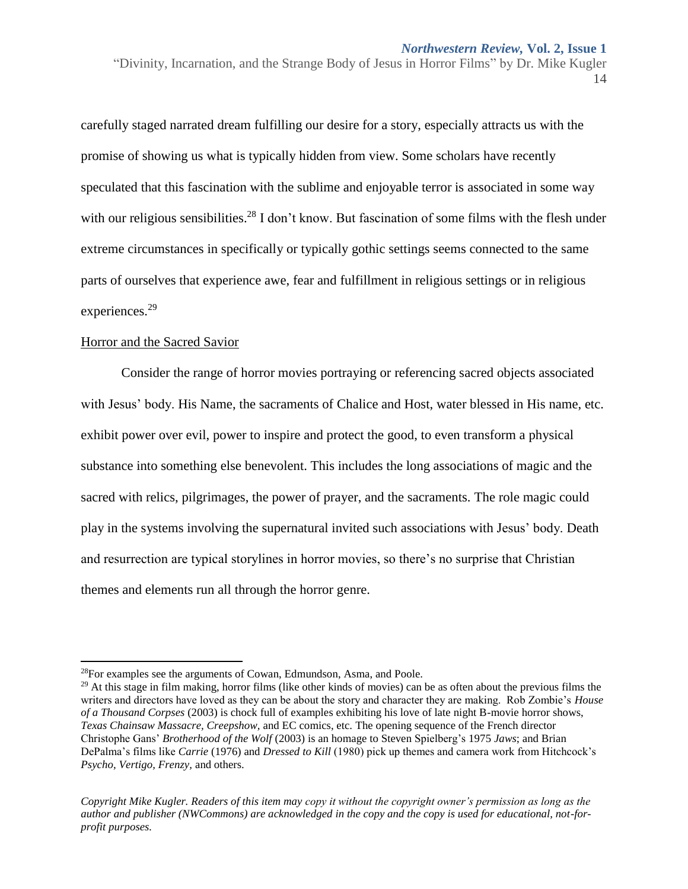carefully staged narrated dream fulfilling our desire for a story, especially attracts us with the promise of showing us what is typically hidden from view. Some scholars have recently speculated that this fascination with the sublime and enjoyable terror is associated in some way with our religious sensibilities.[28] I don't know. But fascination of some films with the flesh under extreme circumstances in specifically or typically gothic settings seems connected to the same parts of ourselves that experience awe, fear and fulfillment in religious settings or in religious experiences.[29]

## Horror and the Sacred Savior

Consider the range of horror movies portraying or referencing sacred objects associated with Jesus' body. His Name, the sacraments of Chalice and Host, water blessed in His name, etc. exhibit power over evil, power to inspire and protect the good, to even transform a physical substance into something else benevolent. This includes the long associations of magic and the sacred with relics, pilgrimages, the power of prayer, and the sacraments. The role magic could play in the systems involving the supernatural invited such associations with Jesus' body. Death and resurrection are typical storylines in horror movies, so there's no surprise that Christian themes and elements run all through the horror genre.

---

[28] For examples see the arguments of Cowan, Edmundson, Asma, and Poole.

[29] At this stage in film making, horror films (like other kinds of movies) can be as often about the previous films the writers and directors have loved as they can be about the story and character they are making. Rob Zombie's *House of a Thousand Corpses* (2003) is chock full of examples exhibiting his love of late night B-movie horror shows, *Texas Chainsaw Massacre, Creepshow*, and EC comics, etc. The opening sequence of the French director Christophe Gans' *Brotherhood of the Wolf* (2003) is an homage to Steven Spielberg's 1975 *Jaws*; and Brian DePalma's films like *Carrie* (1976) and *Dressed to Kill* (1980) pick up themes and camera work from Hitchcock's *Psycho, Vertigo, Frenzy,* and others.

*Copyright Mike Kugler. Readers of this item may copy it without the copyright owner's permission as long as the author and publisher (NWCommons) are acknowledged in the copy and the copy is used for educational, not-for-profit purposes.*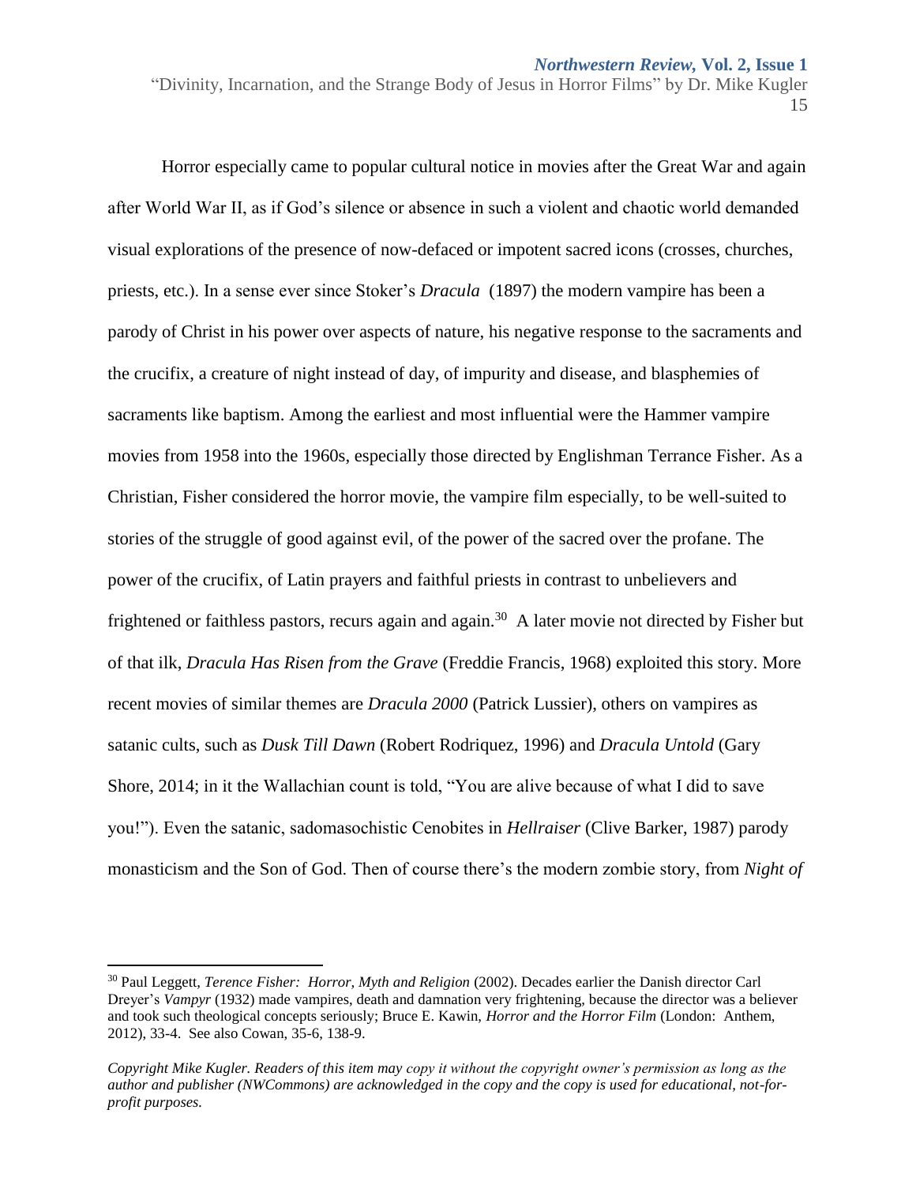Horror especially came to popular cultural notice in movies after the Great War and again after World War II, as if God's silence or absence in such a violent and chaotic world demanded visual explorations of the presence of now-defaced or impotent sacred icons (crosses, churches, priests, etc.). In a sense ever since Stoker's *Dracula* (1897) the modern vampire has been a parody of Christ in his power over aspects of nature, his negative response to the sacraments and the crucifix, a creature of night instead of day, of impurity and disease, and blasphemies of sacraments like baptism. Among the earliest and most influential were the Hammer vampire movies from 1958 into the 1960s, especially those directed by Englishman Terrance Fisher. As a Christian, Fisher considered the horror movie, the vampire film especially, to be well-suited to stories of the struggle of good against evil, of the power of the sacred over the profane. The power of the crucifix, of Latin prayers and faithful priests in contrast to unbelievers and frightened or faithless pastors, recurs again and again.[30] A later movie not directed by Fisher but of that ilk, *Dracula Has Risen from the Grave* (Freddie Francis, 1968) exploited this story. More recent movies of similar themes are *Dracula 2000* (Patrick Lussier), others on vampires as satanic cults, such as *Dusk Till Dawn* (Robert Rodriquez, 1996) and *Dracula Untold* (Gary Shore, 2014; in it the Wallachian count is told, "You are alive because of what I did to save you!"). Even the satanic, sadomasochistic Cenobites in *Hellraiser* (Clive Barker, 1987) parody monasticism and the Son of God. Then of course there's the modern zombie story, from *Night of*

---

[30] Paul Leggett, *Terence Fisher: Horror, Myth and Religion* (2002). Decades earlier the Danish director Carl Dreyer's *Vampyr* (1932) made vampires, death and damnation very frightening, because the director was a believer and took such theological concepts seriously; Bruce E. Kawin, *Horror and the Horror Film* (London: Anthem, 2012), 33-4. See also Cowan, 35-6, 138-9.

*Copyright Mike Kugler. Readers of this item may copy it without the copyright owner's permission as long as the author and publisher (NWCommons) are acknowledged in the copy and the copy is used for educational, not-for-profit purposes.*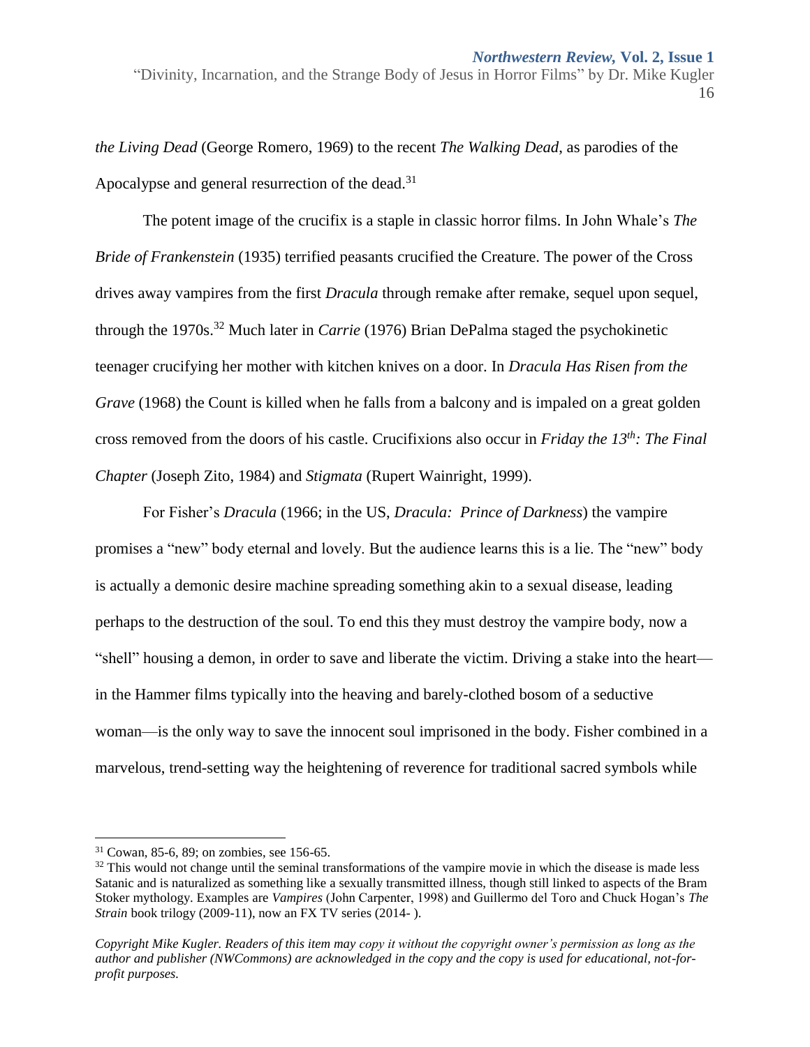*the Living Dead* (George Romero, 1969) to the recent *The Walking Dead*, as parodies of the Apocalypse and general resurrection of the dead.[31]

The potent image of the crucifix is a staple in classic horror films. In John Whale's *The Bride of Frankenstein* (1935) terrified peasants crucified the Creature. The power of the Cross drives away vampires from the first *Dracula* through remake after remake, sequel upon sequel, through the 1970s.[32] Much later in *Carrie* (1976) Brian DePalma staged the psychokinetic teenager crucifying her mother with kitchen knives on a door. In *Dracula Has Risen from the Grave* (1968) the Count is killed when he falls from a balcony and is impaled on a great golden cross removed from the doors of his castle. Crucifixions also occur in *Friday the 13th: The Final Chapter* (Joseph Zito, 1984) and *Stigmata* (Rupert Wainright, 1999).

For Fisher's *Dracula* (1966; in the US, *Dracula: Prince of Darkness*) the vampire promises a "new" body eternal and lovely. But the audience learns this is a lie. The "new" body is actually a demonic desire machine spreading something akin to a sexual disease, leading perhaps to the destruction of the soul. To end this they must destroy the vampire body, now a "shell" housing a demon, in order to save and liberate the victim. Driving a stake into the heart—in the Hammer films typically into the heaving and barely-clothed bosom of a seductive woman—is the only way to save the innocent soul imprisoned in the body. Fisher combined in a marvelous, trend-setting way the heightening of reverence for traditional sacred symbols while

---

[31] Cowan, 85-6, 89; on zombies, see 156-65.

[32] This would not change until the seminal transformations of the vampire movie in which the disease is made less Satanic and is naturalized as something like a sexually transmitted illness, though still linked to aspects of the Bram Stoker mythology. Examples are *Vampires* (John Carpenter, 1998) and Guillermo del Toro and Chuck Hogan's *The Strain* book trilogy (2009-11), now an FX TV series (2014- ).

*Copyright Mike Kugler. Readers of this item may copy it without the copyright owner's permission as long as the author and publisher (NWCommons) are acknowledged in the copy and the copy is used for educational, not-for-profit purposes.*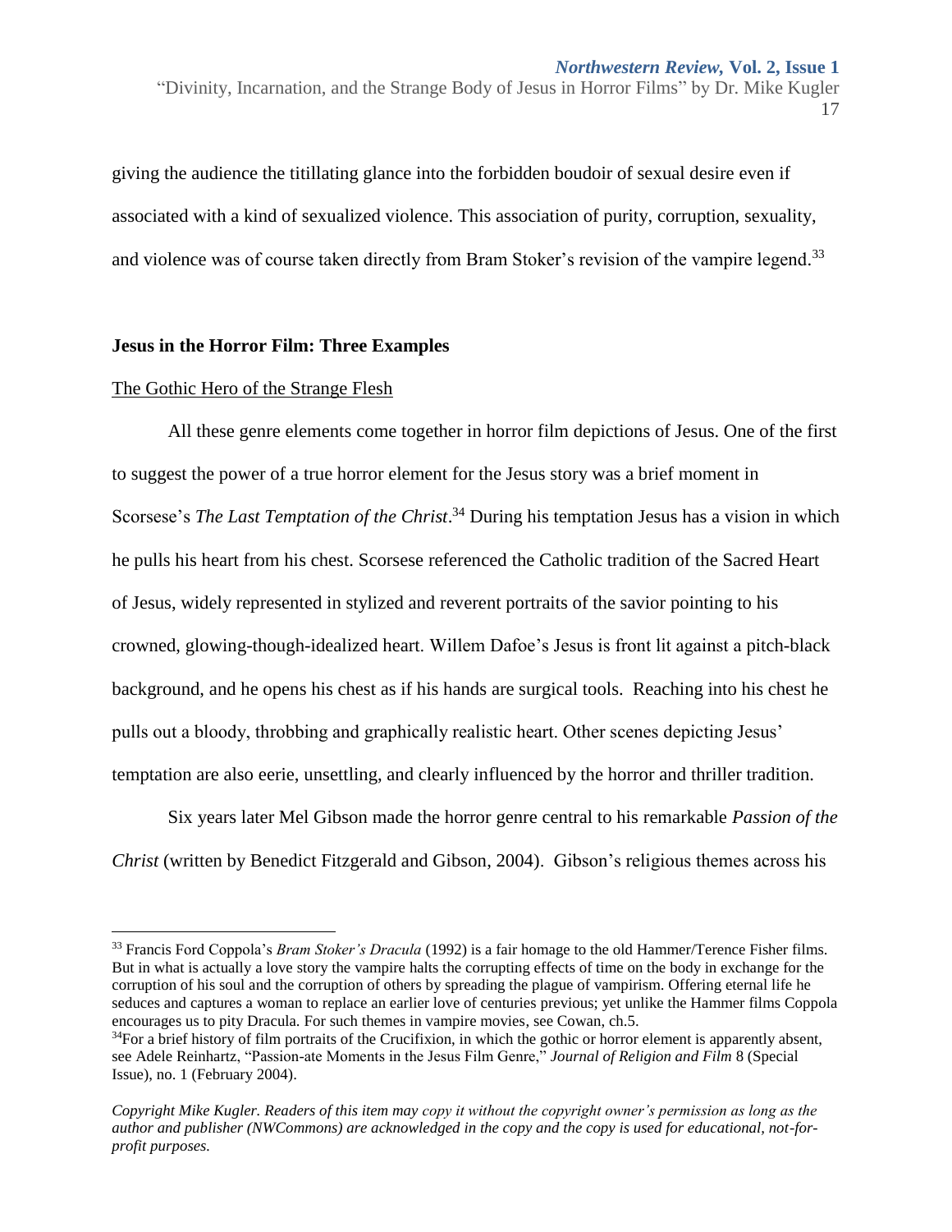giving the audience the titillating glance into the forbidden boudoir of sexual desire even if associated with a kind of sexualized violence. This association of purity, corruption, sexuality, and violence was of course taken directly from Bram Stoker's revision of the vampire legend.[33]

**Jesus in the Horror Film: Three Examples**

<u>The Gothic Hero of the Strange Flesh</u>

All these genre elements come together in horror film depictions of Jesus. One of the first to suggest the power of a true horror element for the Jesus story was a brief moment in Scorsese's *The Last Temptation of the Christ*.[34] During his temptation Jesus has a vision in which he pulls his heart from his chest. Scorsese referenced the Catholic tradition of the Sacred Heart of Jesus, widely represented in stylized and reverent portraits of the savior pointing to his crowned, glowing-though-idealized heart. Willem Dafoe's Jesus is front lit against a pitch-black background, and he opens his chest as if his hands are surgical tools. Reaching into his chest he pulls out a bloody, throbbing and graphically realistic heart. Other scenes depicting Jesus' temptation are also eerie, unsettling, and clearly influenced by the horror and thriller tradition.

Six years later Mel Gibson made the horror genre central to his remarkable *Passion of the Christ* (written by Benedict Fitzgerald and Gibson, 2004). Gibson's religious themes across his

---

[33] Francis Ford Coppola's *Bram Stoker's Dracula* (1992) is a fair homage to the old Hammer/Terence Fisher films. But in what is actually a love story the vampire halts the corrupting effects of time on the body in exchange for the corruption of his soul and the corruption of others by spreading the plague of vampirism. Offering eternal life he seduces and captures a woman to replace an earlier love of centuries previous; yet unlike the Hammer films Coppola encourages us to pity Dracula. For such themes in vampire movies, see Cowan, ch.5.

[34] For a brief history of film portraits of the Crucifixion, in which the gothic or horror element is apparently absent, see Adele Reinhartz, "Passion-ate Moments in the Jesus Film Genre," *Journal of Religion and Film* 8 (Special Issue), no. 1 (February 2004).

*Copyright Mike Kugler. Readers of this item may copy it without the copyright owner's permission as long as the author and publisher (NWCommons) are acknowledged in the copy and the copy is used for educational, not-for-profit purposes.*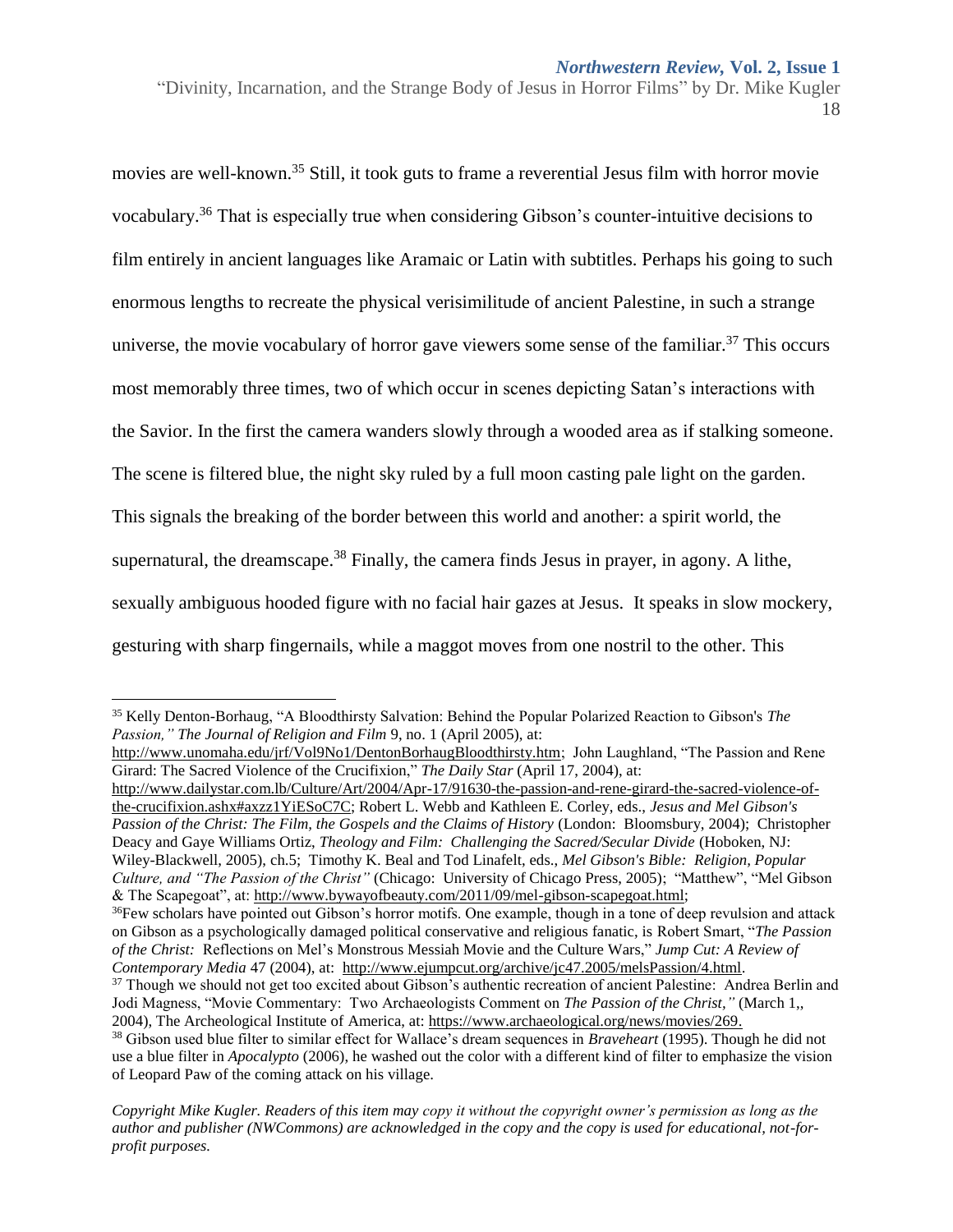movies are well-known.[35] Still, it took guts to frame a reverential Jesus film with horror movie vocabulary.[36] That is especially true when considering Gibson's counter-intuitive decisions to film entirely in ancient languages like Aramaic or Latin with subtitles. Perhaps his going to such enormous lengths to recreate the physical verisimilitude of ancient Palestine, in such a strange universe, the movie vocabulary of horror gave viewers some sense of the familiar.[37] This occurs most memorably three times, two of which occur in scenes depicting Satan's interactions with the Savior. In the first the camera wanders slowly through a wooded area as if stalking someone. The scene is filtered blue, the night sky ruled by a full moon casting pale light on the garden. This signals the breaking of the border between this world and another: a spirit world, the supernatural, the dreamscape.[38] Finally, the camera finds Jesus in prayer, in agony. A lithe, sexually ambiguous hooded figure with no facial hair gazes at Jesus. It speaks in slow mockery, gesturing with sharp fingernails, while a maggot moves from one nostril to the other. This

---

[35] Kelly Denton-Borhaug, "A Bloodthirsty Salvation: Behind the Popular Polarized Reaction to Gibson's *The Passion," The Journal of Religion and Film* 9, no. 1 (April 2005), at: http://www.unomaha.edu/jrf/Vol9No1/DentonBorhaugBloodthirsty.htm; John Laughland, "The Passion and Rene Girard: The Sacred Violence of the Crucifixion," *The Daily Star* (April 17, 2004), at: http://www.dailystar.com.lb/Culture/Art/2004/Apr-17/91630-the-passion-and-rene-girard-the-sacred-violence-of-the-crucifixion.ashx#axzz1YiESoC7C; Robert L. Webb and Kathleen E. Corley, eds., *Jesus and Mel Gibson's Passion of the Christ: The Film, the Gospels and the Claims of History* (London: Bloomsbury, 2004); Christopher Deacy and Gaye Williams Ortiz, *Theology and Film: Challenging the Sacred/Secular Divide* (Hoboken, NJ: Wiley-Blackwell, 2005), ch.5; Timothy K. Beal and Tod Linafelt, eds., *Mel Gibson's Bible: Religion, Popular Culture, and "The Passion of the Christ"* (Chicago: University of Chicago Press, 2005); "Matthew", "Mel Gibson & The Scapegoat", at: http://www.bywayofbeauty.com/2011/09/mel-gibson-scapegoat.html;

[36] Few scholars have pointed out Gibson's horror motifs. One example, though in a tone of deep revulsion and attack on Gibson as a psychologically damaged political conservative and religious fanatic, is Robert Smart, "*The Passion of the Christ:* Reflections on Mel's Monstrous Messiah Movie and the Culture Wars," *Jump Cut: A Review of Contemporary Media* 47 (2004), at: http://www.ejumpcut.org/archive/jc47.2005/melsPassion/4.html.

[37] Though we should not get too excited about Gibson's authentic recreation of ancient Palestine: Andrea Berlin and Jodi Magness, "Movie Commentary: Two Archaeologists Comment on *The Passion of the Christ,"* (March 1,, 2004), The Archeological Institute of America, at: https://www.archaeological.org/news/movies/269.

[38] Gibson used blue filter to similar effect for Wallace's dream sequences in *Braveheart* (1995). Though he did not use a blue filter in *Apocalypto* (2006), he washed out the color with a different kind of filter to emphasize the vision of Leopard Paw of the coming attack on his village.

*Copyright Mike Kugler. Readers of this item may copy it without the copyright owner's permission as long as the author and publisher (NWCommons) are acknowledged in the copy and the copy is used for educational, not-for-profit purposes.*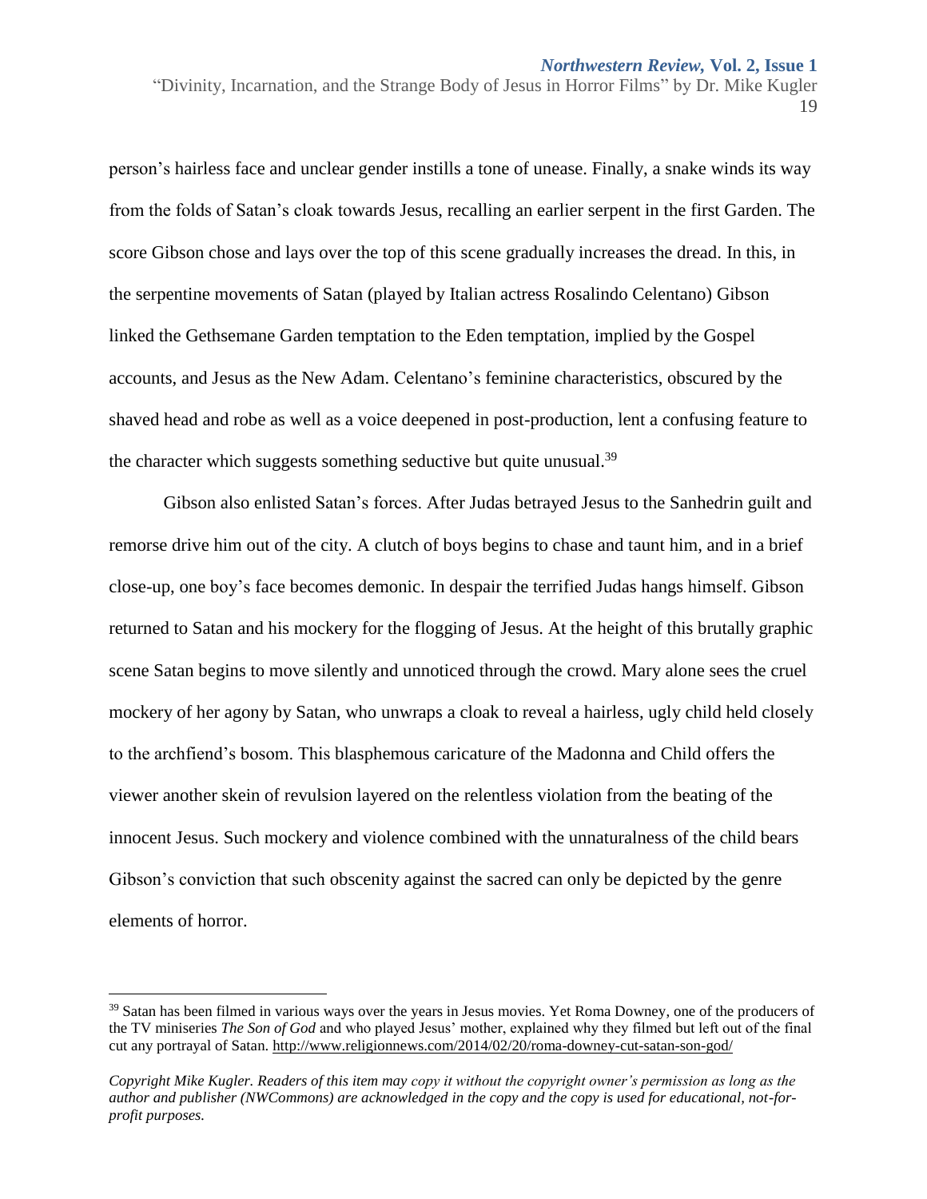person's hairless face and unclear gender instills a tone of unease. Finally, a snake winds its way from the folds of Satan's cloak towards Jesus, recalling an earlier serpent in the first Garden. The score Gibson chose and lays over the top of this scene gradually increases the dread. In this, in the serpentine movements of Satan (played by Italian actress Rosalindo Celentano) Gibson linked the Gethsemane Garden temptation to the Eden temptation, implied by the Gospel accounts, and Jesus as the New Adam. Celentano's feminine characteristics, obscured by the shaved head and robe as well as a voice deepened in post-production, lent a confusing feature to the character which suggests something seductive but quite unusual.[39]

Gibson also enlisted Satan's forces. After Judas betrayed Jesus to the Sanhedrin guilt and remorse drive him out of the city. A clutch of boys begins to chase and taunt him, and in a brief close-up, one boy's face becomes demonic. In despair the terrified Judas hangs himself. Gibson returned to Satan and his mockery for the flogging of Jesus. At the height of this brutally graphic scene Satan begins to move silently and unnoticed through the crowd. Mary alone sees the cruel mockery of her agony by Satan, who unwraps a cloak to reveal a hairless, ugly child held closely to the archfiend's bosom. This blasphemous caricature of the Madonna and Child offers the viewer another skein of revulsion layered on the relentless violation from the beating of the innocent Jesus. Such mockery and violence combined with the unnaturalness of the child bears Gibson's conviction that such obscenity against the sacred can only be depicted by the genre elements of horror.

---

[39] Satan has been filmed in various ways over the years in Jesus movies. Yet Roma Downey, one of the producers of the TV miniseries *The Son of God* and who played Jesus' mother, explained why they filmed but left out of the final cut any portrayal of Satan. http://www.religionnews.com/2014/02/20/roma-downey-cut-satan-son-god/

*Copyright Mike Kugler. Readers of this item may copy it without the copyright owner's permission as long as the author and publisher (NWCommons) are acknowledged in the copy and the copy is used for educational, not-for-profit purposes.*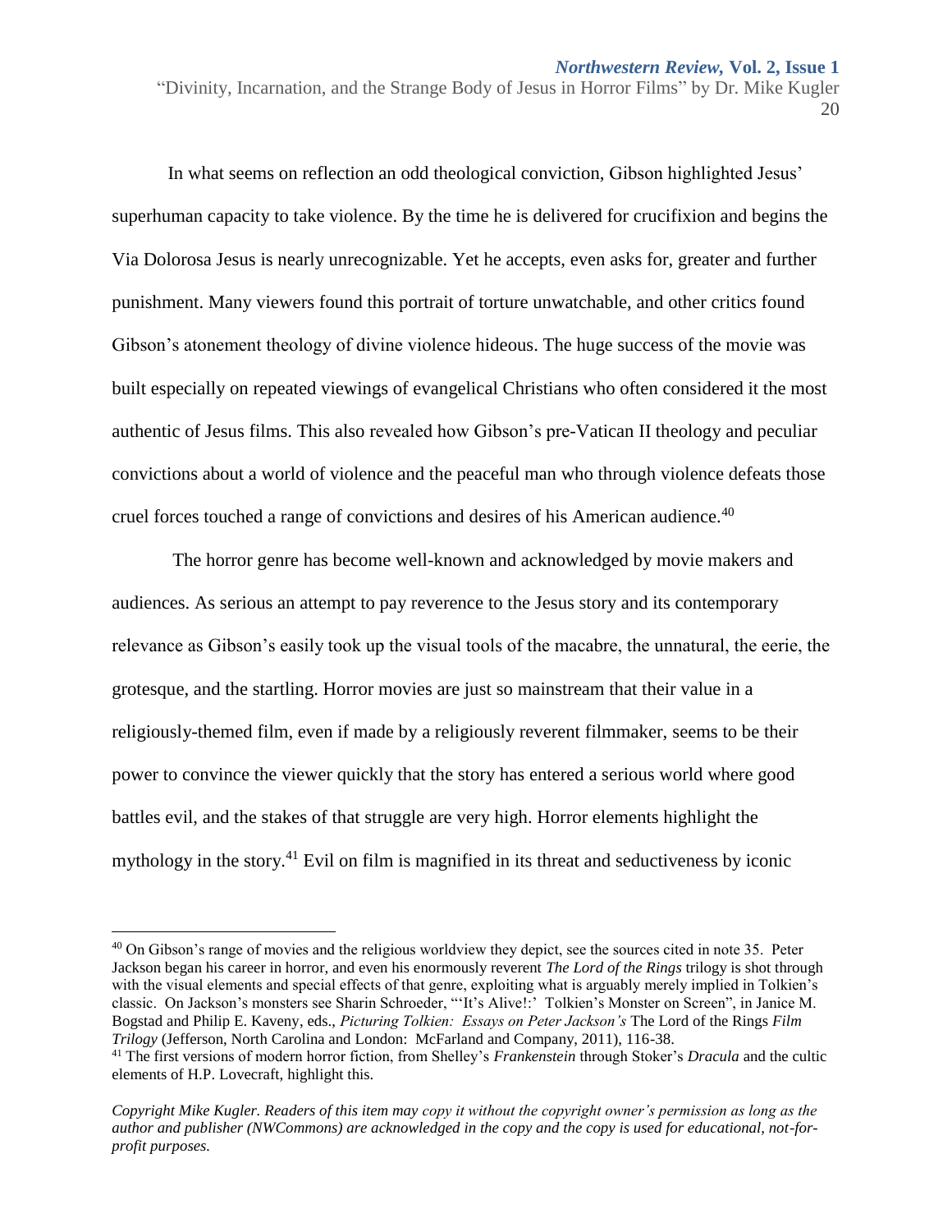In what seems on reflection an odd theological conviction, Gibson highlighted Jesus' superhuman capacity to take violence. By the time he is delivered for crucifixion and begins the Via Dolorosa Jesus is nearly unrecognizable. Yet he accepts, even asks for, greater and further punishment. Many viewers found this portrait of torture unwatchable, and other critics found Gibson's atonement theology of divine violence hideous. The huge success of the movie was built especially on repeated viewings of evangelical Christians who often considered it the most authentic of Jesus films. This also revealed how Gibson's pre-Vatican II theology and peculiar convictions about a world of violence and the peaceful man who through violence defeats those cruel forces touched a range of convictions and desires of his American audience.[40]

The horror genre has become well-known and acknowledged by movie makers and audiences. As serious an attempt to pay reverence to the Jesus story and its contemporary relevance as Gibson's easily took up the visual tools of the macabre, the unnatural, the eerie, the grotesque, and the startling. Horror movies are just so mainstream that their value in a religiously-themed film, even if made by a religiously reverent filmmaker, seems to be their power to convince the viewer quickly that the story has entered a serious world where good battles evil, and the stakes of that struggle are very high. Horror elements highlight the mythology in the story.[41] Evil on film is magnified in its threat and seductiveness by iconic

---

[40] On Gibson's range of movies and the religious worldview they depict, see the sources cited in note 35. Peter Jackson began his career in horror, and even his enormously reverent *The Lord of the Rings* trilogy is shot through with the visual elements and special effects of that genre, exploiting what is arguably merely implied in Tolkien's classic. On Jackson's monsters see Sharin Schroeder, "'It's Alive!:' Tolkien's Monster on Screen", in Janice M. Bogstad and Philip E. Kaveny, eds., *Picturing Tolkien: Essays on Peter Jackson's* The Lord of the Rings *Film Trilogy* (Jefferson, North Carolina and London: McFarland and Company, 2011), 116-38.

[41] The first versions of modern horror fiction, from Shelley's *Frankenstein* through Stoker's *Dracula* and the cultic elements of H.P. Lovecraft, highlight this.

*Copyright Mike Kugler. Readers of this item may copy it without the copyright owner's permission as long as the author and publisher (NWCommons) are acknowledged in the copy and the copy is used for educational, not-for-profit purposes.*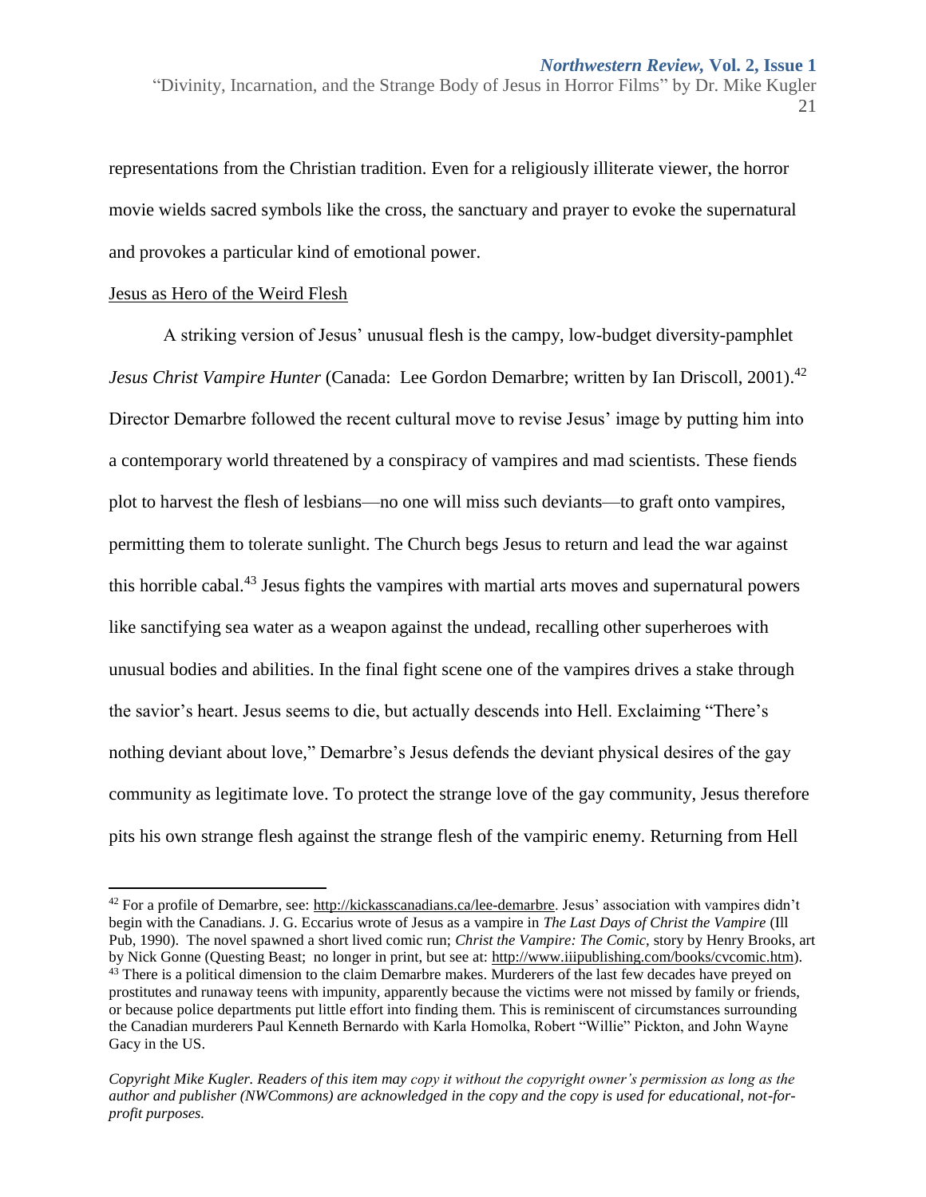representations from the Christian tradition. Even for a religiously illiterate viewer, the horror movie wields sacred symbols like the cross, the sanctuary and prayer to evoke the supernatural and provokes a particular kind of emotional power.

Jesus as Hero of the Weird Flesh

A striking version of Jesus' unusual flesh is the campy, low-budget diversity-pamphlet *Jesus Christ Vampire Hunter* (Canada: Lee Gordon Demarbre; written by Ian Driscoll, 2001).[42] Director Demarbre followed the recent cultural move to revise Jesus' image by putting him into a contemporary world threatened by a conspiracy of vampires and mad scientists. These fiends plot to harvest the flesh of lesbians—no one will miss such deviants—to graft onto vampires, permitting them to tolerate sunlight. The Church begs Jesus to return and lead the war against this horrible cabal.[43] Jesus fights the vampires with martial arts moves and supernatural powers like sanctifying sea water as a weapon against the undead, recalling other superheroes with unusual bodies and abilities. In the final fight scene one of the vampires drives a stake through the savior's heart. Jesus seems to die, but actually descends into Hell. Exclaiming "There's nothing deviant about love," Demarbre's Jesus defends the deviant physical desires of the gay community as legitimate love. To protect the strange love of the gay community, Jesus therefore pits his own strange flesh against the strange flesh of the vampiric enemy. Returning from Hell

---

[42] For a profile of Demarbre, see: http://kickasscanadians.ca/lee-demarbre. Jesus' association with vampires didn't begin with the Canadians. J. G. Eccarius wrote of Jesus as a vampire in *The Last Days of Christ the Vampire* (Ill Pub, 1990). The novel spawned a short lived comic run; *Christ the Vampire: The Comic*, story by Henry Brooks, art by Nick Gonne (Questing Beast; no longer in print, but see at: http://www.iiipublishing.com/books/cvcomic.htm).

[43] There is a political dimension to the claim Demarbre makes. Murderers of the last few decades have preyed on prostitutes and runaway teens with impunity, apparently because the victims were not missed by family or friends, or because police departments put little effort into finding them. This is reminiscent of circumstances surrounding the Canadian murderers Paul Kenneth Bernardo with Karla Homolka, Robert "Willie" Pickton, and John Wayne Gacy in the US.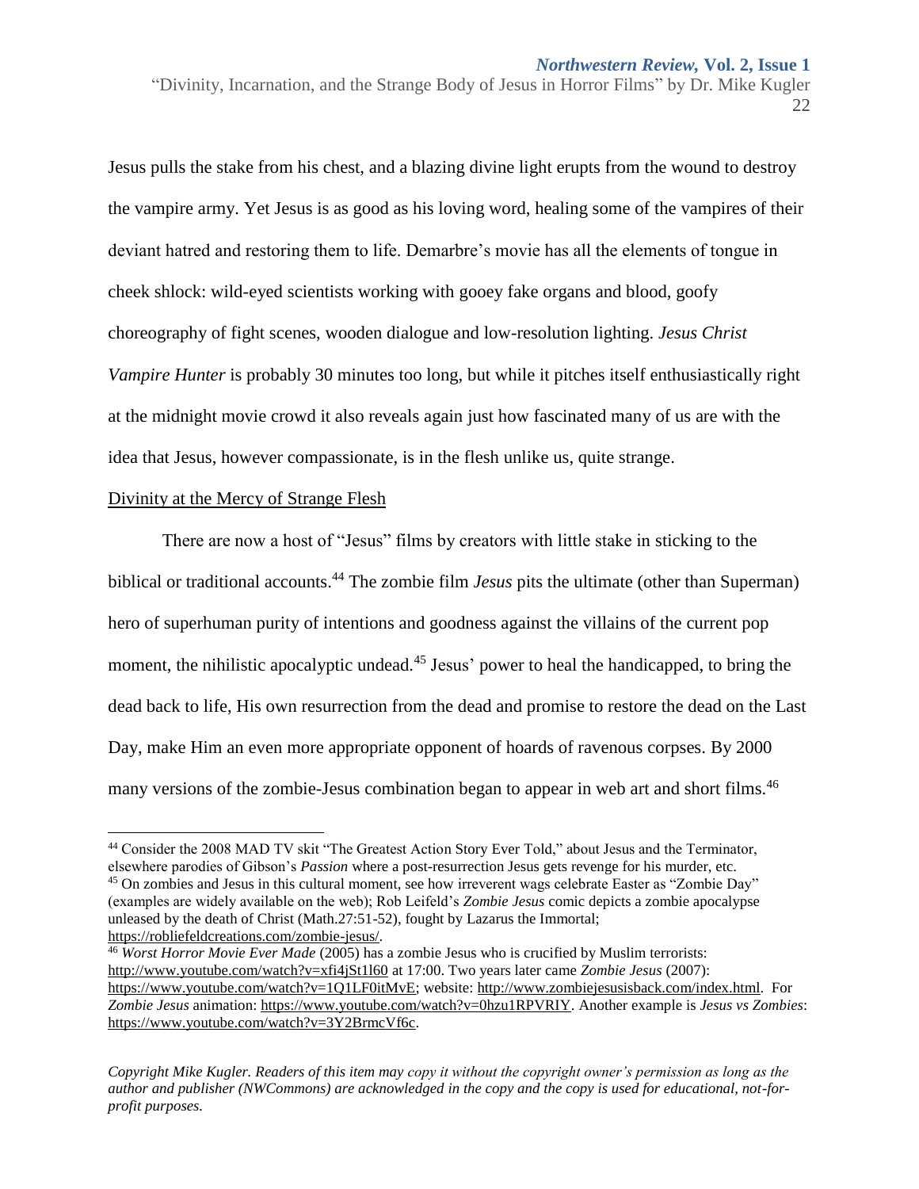Jesus pulls the stake from his chest, and a blazing divine light erupts from the wound to destroy the vampire army. Yet Jesus is as good as his loving word, healing some of the vampires of their deviant hatred and restoring them to life. Demarbre's movie has all the elements of tongue in cheek shlock: wild-eyed scientists working with gooey fake organs and blood, goofy choreography of fight scenes, wooden dialogue and low-resolution lighting. *Jesus Christ Vampire Hunter* is probably 30 minutes too long, but while it pitches itself enthusiastically right at the midnight movie crowd it also reveals again just how fascinated many of us are with the idea that Jesus, however compassionate, is in the flesh unlike us, quite strange.

## Divinity at the Mercy of Strange Flesh

There are now a host of "Jesus" films by creators with little stake in sticking to the biblical or traditional accounts.[44] The zombie film *Jesus* pits the ultimate (other than Superman) hero of superhuman purity of intentions and goodness against the villains of the current pop moment, the nihilistic apocalyptic undead.[45] Jesus' power to heal the handicapped, to bring the dead back to life, His own resurrection from the dead and promise to restore the dead on the Last Day, make Him an even more appropriate opponent of hoards of ravenous corpses. By 2000 many versions of the zombie-Jesus combination began to appear in web art and short films.[46]

---

[44] Consider the 2008 MAD TV skit "The Greatest Action Story Ever Told," about Jesus and the Terminator, elsewhere parodies of Gibson's *Passion* where a post-resurrection Jesus gets revenge for his murder, etc.

[45] On zombies and Jesus in this cultural moment, see how irreverent wags celebrate Easter as "Zombie Day" (examples are widely available on the web); Rob Leifeld's *Zombie Jesus* comic depicts a zombie apocalypse unleased by the death of Christ (Math.27:51-52), fought by Lazarus the Immortal; https://robliefeldcreations.com/zombie-jesus/.

[46] *Worst Horror Movie Ever Made* (2005) has a zombie Jesus who is crucified by Muslim terrorists: http://www.youtube.com/watch?v=xfi4jSt1l60 at 17:00. Two years later came *Zombie Jesus* (2007): https://www.youtube.com/watch?v=1Q1LF0itMvE; website: http://www.zombiejesusisback.com/index.html. For *Zombie Jesus* animation: https://www.youtube.com/watch?v=0hzu1RPVRIY. Another example is *Jesus vs Zombies*: https://www.youtube.com/watch?v=3Y2BrmcVf6c.

*Copyright Mike Kugler. Readers of this item may copy it without the copyright owner's permission as long as the author and publisher (NWCommons) are acknowledged in the copy and the copy is used for educational, not-for-profit purposes.*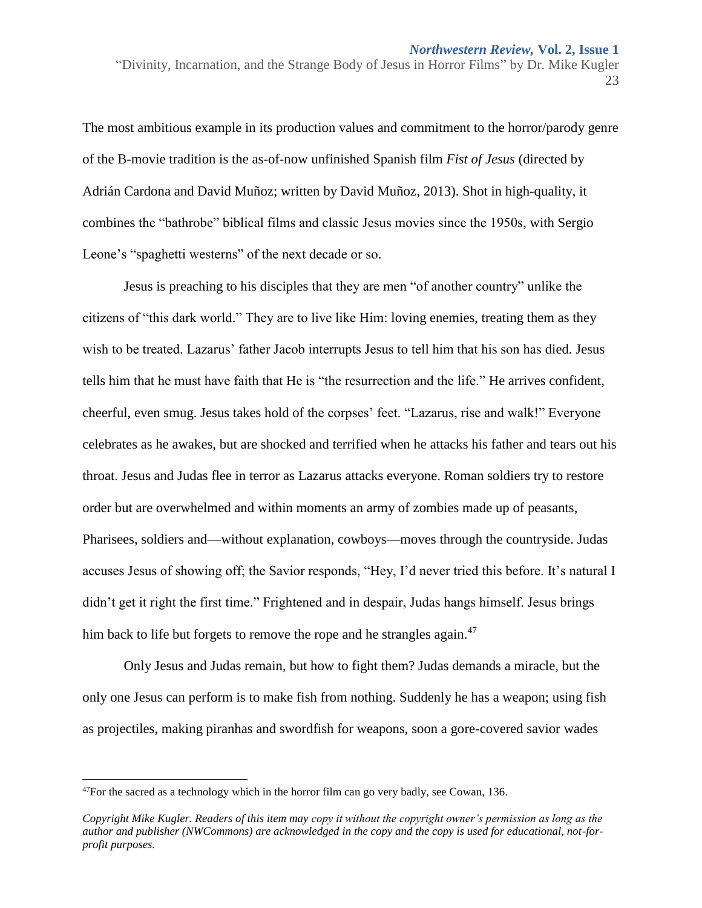The most ambitious example in its production values and commitment to the horror/parody genre of the B-movie tradition is the as-of-now unfinished Spanish film *Fist of Jesus* (directed by Adrián Cardona and David Muñoz; written by David Muñoz, 2013). Shot in high-quality, it combines the "bathrobe" biblical films and classic Jesus movies since the 1950s, with Sergio Leone's "spaghetti westerns" of the next decade or so.

Jesus is preaching to his disciples that they are men "of another country" unlike the citizens of "this dark world." They are to live like Him: loving enemies, treating them as they wish to be treated. Lazarus' father Jacob interrupts Jesus to tell him that his son has died. Jesus tells him that he must have faith that He is "the resurrection and the life." He arrives confident, cheerful, even smug. Jesus takes hold of the corpses' feet. "Lazarus, rise and walk!" Everyone celebrates as he awakes, but are shocked and terrified when he attacks his father and tears out his throat. Jesus and Judas flee in terror as Lazarus attacks everyone. Roman soldiers try to restore order but are overwhelmed and within moments an army of zombies made up of peasants, Pharisees, soldiers and—without explanation, cowboys—moves through the countryside. Judas accuses Jesus of showing off; the Savior responds, "Hey, I'd never tried this before. It's natural I didn't get it right the first time." Frightened and in despair, Judas hangs himself. Jesus brings him back to life but forgets to remove the rope and he strangles again.[47]

Only Jesus and Judas remain, but how to fight them? Judas demands a miracle, but the only one Jesus can perform is to make fish from nothing. Suddenly he has a weapon; using fish as projectiles, making piranhas and swordfish for weapons, soon a gore-covered savior wades

---

[47] For the sacred as a technology which in the horror film can go very badly, see Cowan, 136.

*Copyright Mike Kugler. Readers of this item may copy it without the copyright owner's permission as long as the author and publisher (NWCommons) are acknowledged in the copy and the copy is used for educational, not-for-profit purposes.*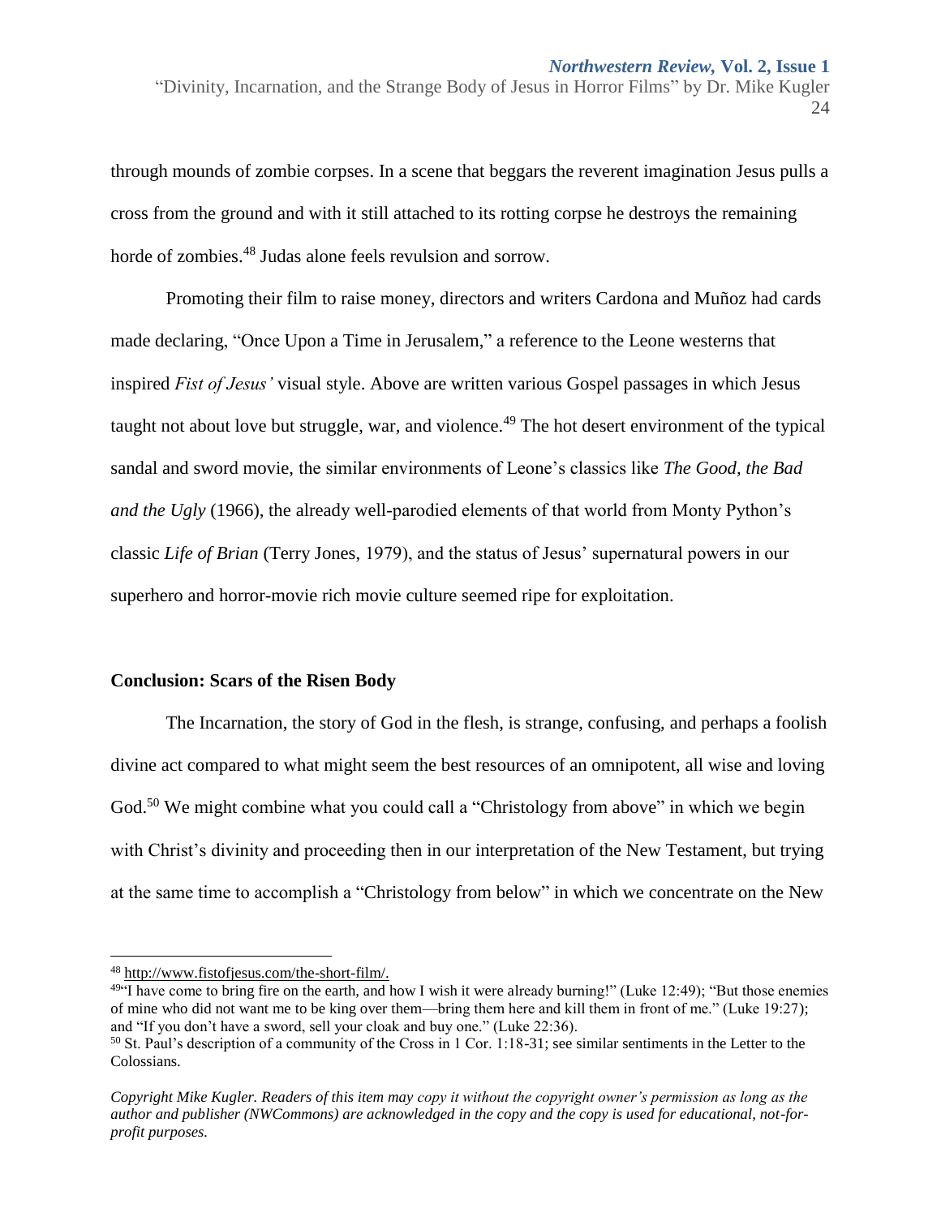through mounds of zombie corpses. In a scene that beggars the reverent imagination Jesus pulls a cross from the ground and with it still attached to its rotting corpse he destroys the remaining horde of zombies.[48] Judas alone feels revulsion and sorrow.

Promoting their film to raise money, directors and writers Cardona and Muñoz had cards made declaring, "Once Upon a Time in Jerusalem," a reference to the Leone westerns that inspired *Fist of Jesus'* visual style. Above are written various Gospel passages in which Jesus taught not about love but struggle, war, and violence.[49] The hot desert environment of the typical sandal and sword movie, the similar environments of Leone's classics like *The Good, the Bad and the Ugly* (1966), the already well-parodied elements of that world from Monty Python's classic *Life of Brian* (Terry Jones, 1979), and the status of Jesus' supernatural powers in our superhero and horror-movie rich movie culture seemed ripe for exploitation.

## Conclusion: Scars of the Risen Body

The Incarnation, the story of God in the flesh, is strange, confusing, and perhaps a foolish divine act compared to what might seem the best resources of an omnipotent, all wise and loving God.[50] We might combine what you could call a "Christology from above" in which we begin with Christ's divinity and proceeding then in our interpretation of the New Testament, but trying at the same time to accomplish a "Christology from below" in which we concentrate on the New

---

[48] http://www.fistofjesus.com/the-short-film/.

[49] "I have come to bring fire on the earth, and how I wish it were already burning!" (Luke 12:49); "But those enemies of mine who did not want me to be king over them—bring them here and kill them in front of me." (Luke 19:27); and "If you don't have a sword, sell your cloak and buy one." (Luke 22:36).

[50] St. Paul's description of a community of the Cross in 1 Cor. 1:18-31; see similar sentiments in the Letter to the Colossians.

*Copyright Mike Kugler. Readers of this item may copy it without the copyright owner's permission as long as the author and publisher (NWCommons) are acknowledged in the copy and the copy is used for educational, not-for-profit purposes.*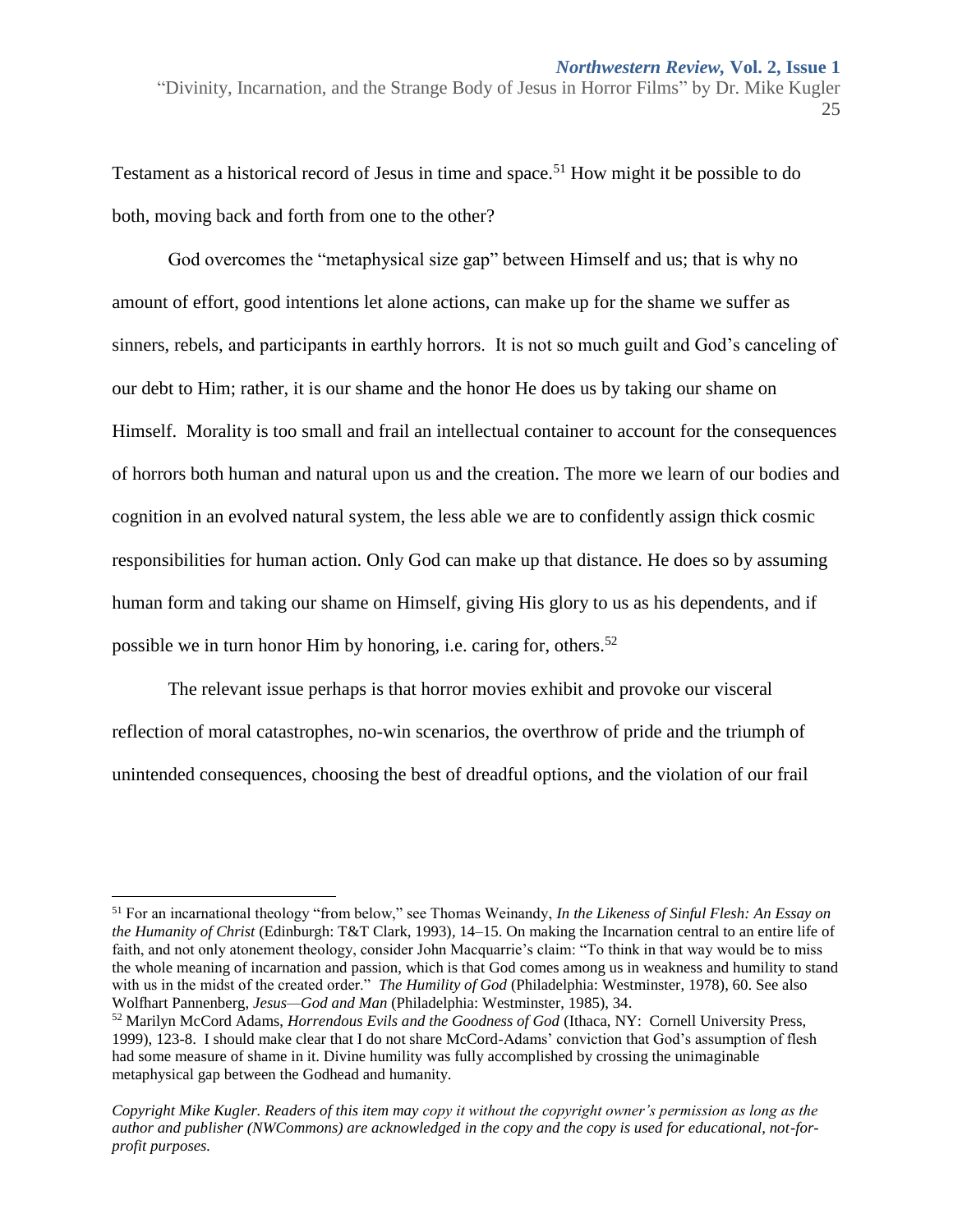Testament as a historical record of Jesus in time and space.[51] How might it be possible to do both, moving back and forth from one to the other?

God overcomes the "metaphysical size gap" between Himself and us; that is why no amount of effort, good intentions let alone actions, can make up for the shame we suffer as sinners, rebels, and participants in earthly horrors. It is not so much guilt and God's canceling of our debt to Him; rather, it is our shame and the honor He does us by taking our shame on Himself. Morality is too small and frail an intellectual container to account for the consequences of horrors both human and natural upon us and the creation. The more we learn of our bodies and cognition in an evolved natural system, the less able we are to confidently assign thick cosmic responsibilities for human action. Only God can make up that distance. He does so by assuming human form and taking our shame on Himself, giving His glory to us as his dependents, and if possible we in turn honor Him by honoring, i.e. caring for, others.[52]

The relevant issue perhaps is that horror movies exhibit and provoke our visceral reflection of moral catastrophes, no-win scenarios, the overthrow of pride and the triumph of unintended consequences, choosing the best of dreadful options, and the violation of our frail

---

[51] For an incarnational theology "from below," see Thomas Weinandy, *In the Likeness of Sinful Flesh: An Essay on the Humanity of Christ* (Edinburgh: T&T Clark, 1993), 14–15. On making the Incarnation central to an entire life of faith, and not only atonement theology, consider John Macquarrie's claim: "To think in that way would be to miss the whole meaning of incarnation and passion, which is that God comes among us in weakness and humility to stand with us in the midst of the created order." *The Humility of God* (Philadelphia: Westminster, 1978), 60. See also Wolfhart Pannenberg, *Jesus—God and Man* (Philadelphia: Westminster, 1985), 34.

[52] Marilyn McCord Adams, *Horrendous Evils and the Goodness of God* (Ithaca, NY: Cornell University Press, 1999), 123-8. I should make clear that I do not share McCord-Adams' conviction that God's assumption of flesh had some measure of shame in it. Divine humility was fully accomplished by crossing the unimaginable metaphysical gap between the Godhead and humanity.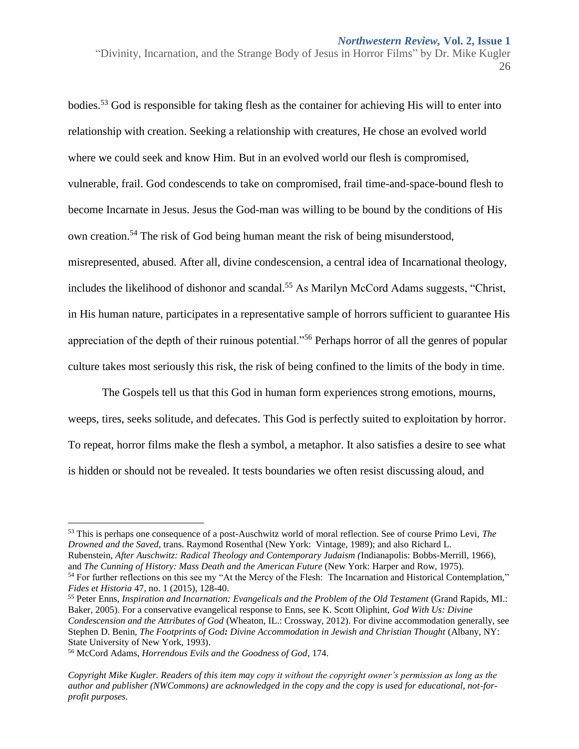bodies.[53] God is responsible for taking flesh as the container for achieving His will to enter into relationship with creation. Seeking a relationship with creatures, He chose an evolved world where we could seek and know Him. But in an evolved world our flesh is compromised, vulnerable, frail. God condescends to take on compromised, frail time-and-space-bound flesh to become Incarnate in Jesus. Jesus the God-man was willing to be bound by the conditions of His own creation.[54] The risk of God being human meant the risk of being misunderstood, misrepresented, abused. After all, divine condescension, a central idea of Incarnational theology, includes the likelihood of dishonor and scandal.[55] As Marilyn McCord Adams suggests, "Christ, in His human nature, participates in a representative sample of horrors sufficient to guarantee His appreciation of the depth of their ruinous potential."[56] Perhaps horror of all the genres of popular culture takes most seriously this risk, the risk of being confined to the limits of the body in time.

The Gospels tell us that this God in human form experiences strong emotions, mourns, weeps, tires, seeks solitude, and defecates. This God is perfectly suited to exploitation by horror. To repeat, horror films make the flesh a symbol, a metaphor. It also satisfies a desire to see what is hidden or should not be revealed. It tests boundaries we often resist discussing aloud, and

---

[53] This is perhaps one consequence of a post-Auschwitz world of moral reflection. See of course Primo Levi, *The Drowned and the Saved*, trans. Raymond Rosenthal (New York: Vintage, 1989); and also Richard L. Rubenstein, *After Auschwitz: Radical Theology and Contemporary Judaism (*Indianapolis: Bobbs-Merrill, 1966), and *The Cunning of History: Mass Death and the American Future* (New York: Harper and Row, 1975).

[54] For further reflections on this see my "At the Mercy of the Flesh: The Incarnation and Historical Contemplation," *Fides et Historia* 47, no. 1 (2015), 128-40.

[55] Peter Enns, *Inspiration and Incarnation: Evangelicals and the Problem of the Old Testament* (Grand Rapids, MI.: Baker, 2005). For a conservative evangelical response to Enns, see K. Scott Oliphint, *God With Us: Divine Condescension and the Attributes of God* (Wheaton, IL.: Crossway, 2012). For divine accommodation generally, see Stephen D. Benin, *The Footprints of God: Divine Accommodation in Jewish and Christian Thought* (Albany, NY: State University of New York, 1993).

[56] McCord Adams, *Horrendous Evils and the Goodness of God*, 174.

*Copyright Mike Kugler. Readers of this item may copy it without the copyright owner's permission as long as the author and publisher (NWCommons) are acknowledged in the copy and the copy is used for educational, not-for-profit purposes.*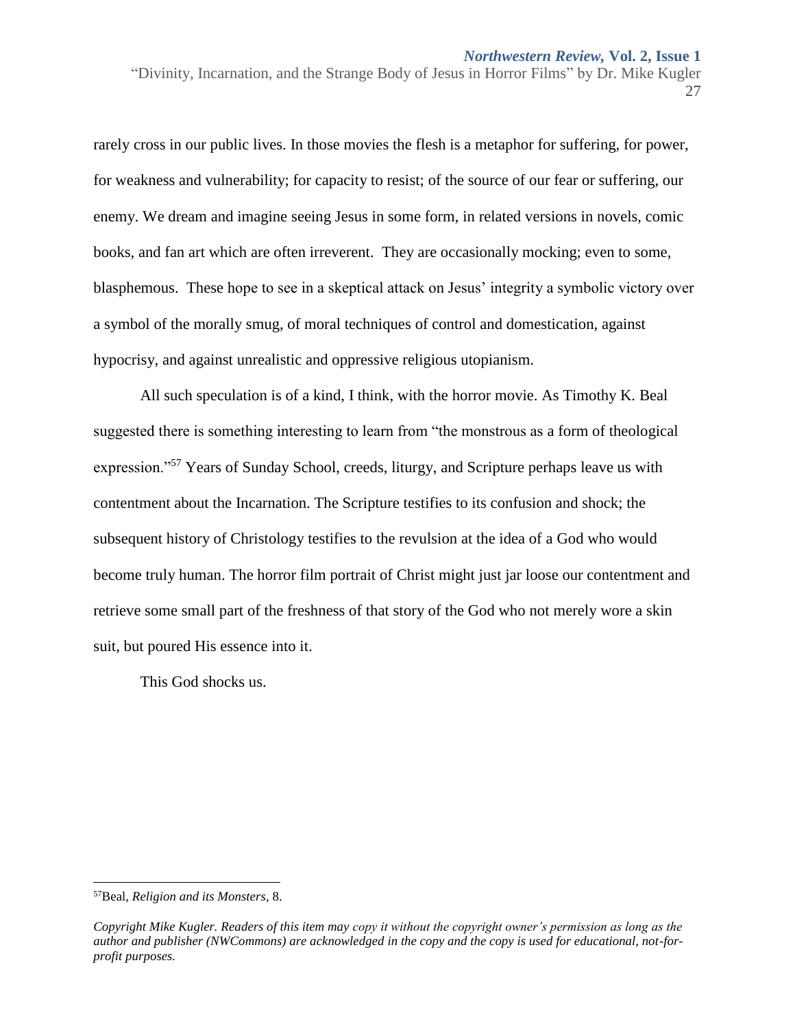rarely cross in our public lives. In those movies the flesh is a metaphor for suffering, for power, for weakness and vulnerability; for capacity to resist; of the source of our fear or suffering, our enemy. We dream and imagine seeing Jesus in some form, in related versions in novels, comic books, and fan art which are often irreverent. They are occasionally mocking; even to some, blasphemous. These hope to see in a skeptical attack on Jesus' integrity a symbolic victory over a symbol of the morally smug, of moral techniques of control and domestication, against hypocrisy, and against unrealistic and oppressive religious utopianism.

All such speculation is of a kind, I think, with the horror movie. As Timothy K. Beal suggested there is something interesting to learn from "the monstrous as a form of theological expression."[57] Years of Sunday School, creeds, liturgy, and Scripture perhaps leave us with contentment about the Incarnation. The Scripture testifies to its confusion and shock; the subsequent history of Christology testifies to the revulsion at the idea of a God who would become truly human. The horror film portrait of Christ might just jar loose our contentment and retrieve some small part of the freshness of that story of the God who not merely wore a skin suit, but poured His essence into it.

This God shocks us.

---

[57]Beal, *Religion and its Monsters*, 8.

*Copyright Mike Kugler. Readers of this item may copy it without the copyright owner's permission as long as the author and publisher (NWCommons) are acknowledged in the copy and the copy is used for educational, not-for-profit purposes.*